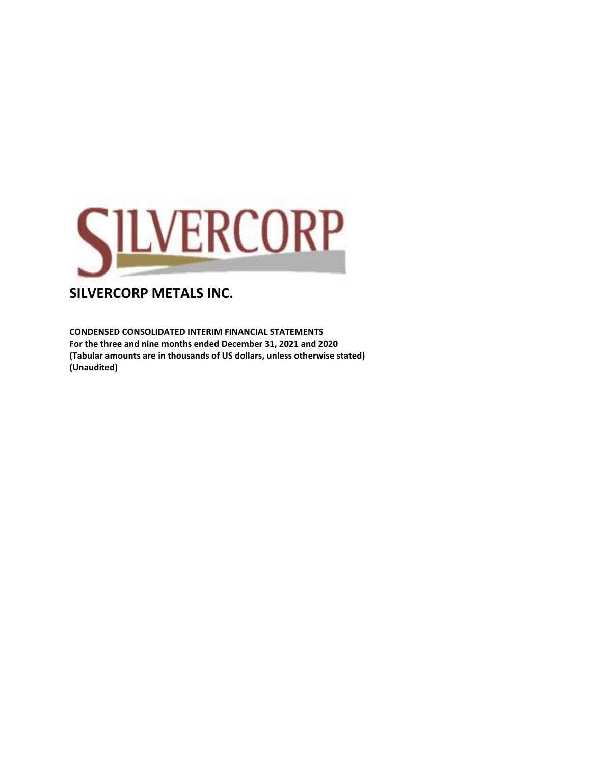# SILVERCORP METALS INC.

**CONDENSED CONSOLIDATED INTERIM FINANCIAL STATEMENTS**
**For the three and nine months ended December 31, 2021 and 2020**
**(Tabular amounts are in thousands of US dollars, unless otherwise stated)**
**(Unaudited)**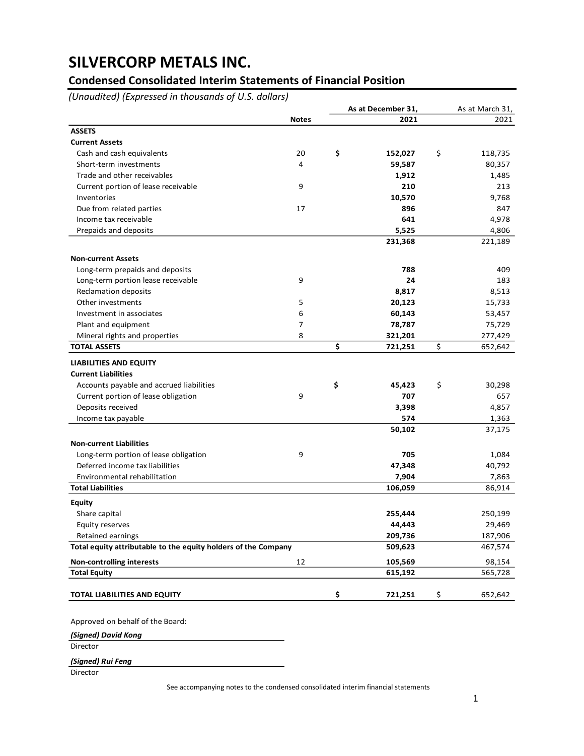# SILVERCORP METALS INC.

## Condensed Consolidated Interim Statements of Financial Position

*(Unaudited) (Expressed in thousands of U.S. dollars)*

| | Notes | As at December 31, 2021 | As at March 31, 2021 |
|---|---|---|---|
| **ASSETS** | | | |
| **Current Assets** | | | |
| Cash and cash equivalents | 20 | **$ 152,027** | $ 118,735 |
| Short-term investments | 4 | **59,587** | 80,357 |
| Trade and other receivables | | **1,912** | 1,485 |
| Current portion of lease receivable | 9 | **210** | 213 |
| Inventories | | **10,570** | 9,768 |
| Due from related parties | 17 | **896** | 847 |
| Income tax receivable | | **641** | 4,978 |
| Prepaids and deposits | | **5,525** | 4,806 |
| | | **231,368** | 221,189 |
| **Non-current Assets** | | | |
| Long-term prepaids and deposits | | **788** | 409 |
| Long-term portion lease receivable | 9 | **24** | 183 |
| Reclamation deposits | | **8,817** | 8,513 |
| Other investments | 5 | **20,123** | 15,733 |
| Investment in associates | 6 | **60,143** | 53,457 |
| Plant and equipment | 7 | **78,787** | 75,729 |
| Mineral rights and properties | 8 | **321,201** | 277,429 |
| **TOTAL ASSETS** | | **$ 721,251** | $ 652,642 |
| **LIABILITIES AND EQUITY** | | | |
| **Current Liabilities** | | | |
| Accounts payable and accrued liabilities | | **$ 45,423** | $ 30,298 |
| Current portion of lease obligation | 9 | **707** | 657 |
| Deposits received | | **3,398** | 4,857 |
| Income tax payable | | **574** | 1,363 |
| | | **50,102** | 37,175 |
| **Non-current Liabilities** | | | |
| Long-term portion of lease obligation | 9 | **705** | 1,084 |
| Deferred income tax liabilities | | **47,348** | 40,792 |
| Environmental rehabilitation | | **7,904** | 7,863 |
| **Total Liabilities** | | **106,059** | 86,914 |
| **Equity** | | | |
| Share capital | | **255,444** | 250,199 |
| Equity reserves | | **44,443** | 29,469 |
| Retained earnings | | **209,736** | 187,906 |
| **Total equity attributable to the equity holders of the Company** | | **509,623** | 467,574 |
| **Non-controlling interests** | 12 | **105,569** | 98,154 |
| **Total Equity** | | **615,192** | 565,728 |
| **TOTAL LIABILITIES AND EQUITY** | | **$ 721,251** | $ 652,642 |

Approved on behalf of the Board:

***(Signed) David Kong***
Director

***(Signed) Rui Feng***
Director

See accompanying notes to the condensed consolidated interim financial statements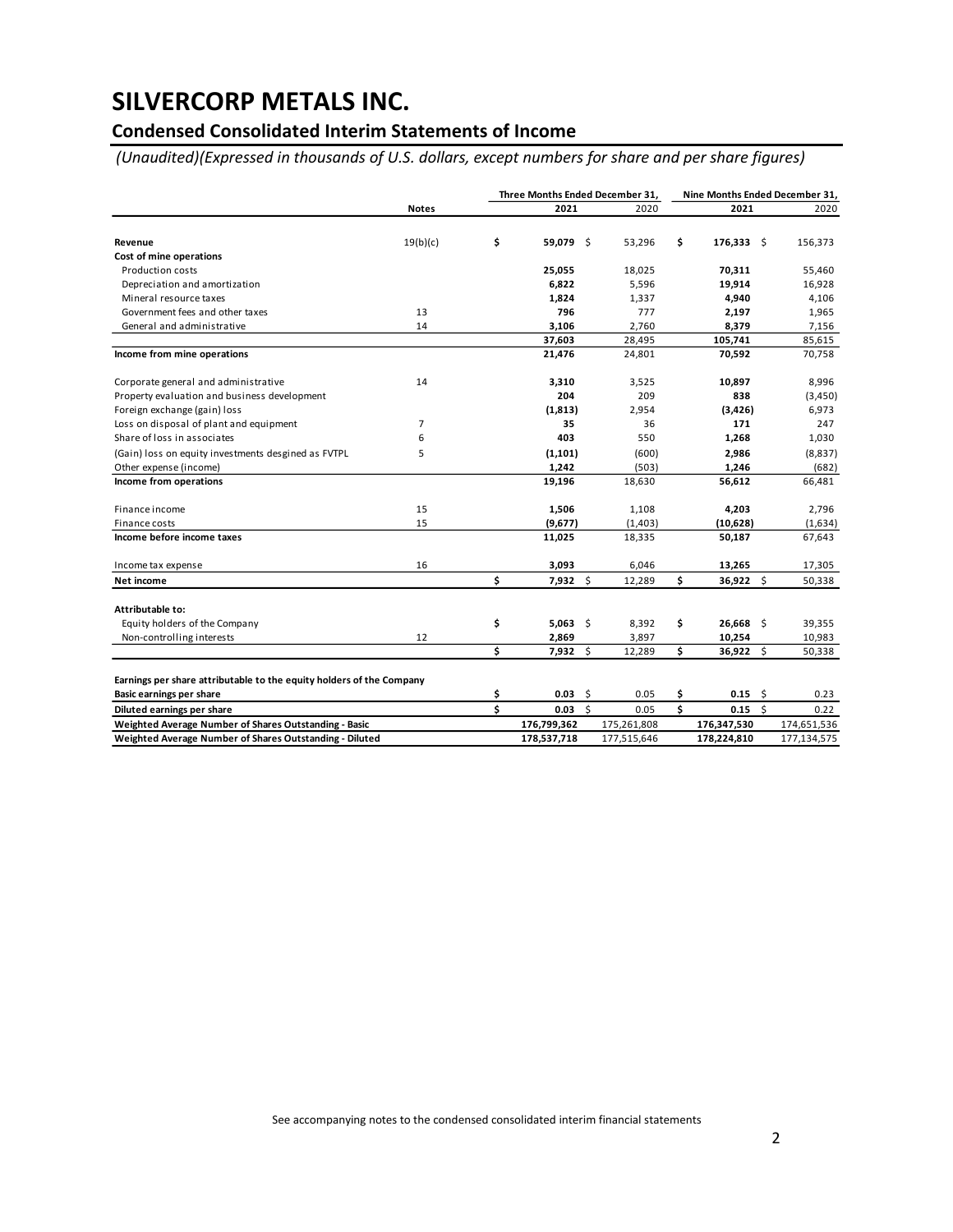# SILVERCORP METALS INC.

## Condensed Consolidated Interim Statements of Income

*(Unaudited)(Expressed in thousands of U.S. dollars, except numbers for share and per share figures)*

| | Notes | Three Months Ended December 31, 2021 | Three Months Ended December 31, 2020 | Nine Months Ended December 31, 2021 | Nine Months Ended December 31, 2020 |
|---|---|---|---|---|---|
| **Revenue** | 19(b)(c) | **$ 59,079** | $ 53,296 | **$ 176,333** | $ 156,373 |
| **Cost of mine operations** | | | | | |
| Production costs | | **25,055** | 18,025 | **70,311** | 55,460 |
| Depreciation and amortization | | **6,822** | 5,596 | **19,914** | 16,928 |
| Mineral resource taxes | | **1,824** | 1,337 | **4,940** | 4,106 |
| Government fees and other taxes | 13 | **796** | 777 | **2,197** | 1,965 |
| General and administrative | 14 | **3,106** | 2,760 | **8,379** | 7,156 |
| | | **37,603** | 28,495 | **105,741** | 85,615 |
| **Income from mine operations** | | **21,476** | 24,801 | **70,592** | 70,758 |
| Corporate general and administrative | 14 | **3,310** | 3,525 | **10,897** | 8,996 |
| Property evaluation and business development | | **204** | 209 | **838** | (3,450) |
| Foreign exchange (gain) loss | | **(1,813)** | 2,954 | **(3,426)** | 6,973 |
| Loss on disposal of plant and equipment | 7 | **35** | 36 | **171** | 247 |
| Share of loss in associates | 6 | **403** | 550 | **1,268** | 1,030 |
| (Gain) loss on equity investments desgined as FVTPL | 5 | **(1,101)** | (600) | **2,986** | (8,837) |
| Other expense (income) | | **1,242** | (503) | **1,246** | (682) |
| **Income from operations** | | **19,196** | 18,630 | **56,612** | 66,481 |
| Finance income | 15 | **1,506** | 1,108 | **4,203** | 2,796 |
| Finance costs | 15 | **(9,677)** | (1,403) | **(10,628)** | (1,634) |
| **Income before income taxes** | | **11,025** | 18,335 | **50,187** | 67,643 |
| Income tax expense | 16 | **3,093** | 6,046 | **13,265** | 17,305 |
| **Net income** | | **$ 7,932** | $ 12,289 | **$ 36,922** | $ 50,338 |
| **Attributable to:** | | | | | |
| Equity holders of the Company | | **$ 5,063** | $ 8,392 | **$ 26,668** | $ 39,355 |
| Non-controlling interests | 12 | **2,869** | 3,897 | **10,254** | 10,983 |
| | | **$ 7,932** | $ 12,289 | **$ 36,922** | $ 50,338 |
| **Earnings per share attributable to the equity holders of the Company** | | | | | |
| **Basic earnings per share** | | **$ 0.03** | $ 0.05 | **$ 0.15** | $ 0.23 |
| **Diluted earnings per share** | | **$ 0.03** | $ 0.05 | **$ 0.15** | $ 0.22 |
| **Weighted Average Number of Shares Outstanding - Basic** | | **176,799,362** | 175,261,808 | **176,347,530** | 174,651,536 |
| **Weighted Average Number of Shares Outstanding - Diluted** | | **178,537,718** | 177,515,646 | **178,224,810** | 177,134,575 |

See accompanying notes to the condensed consolidated interim financial statements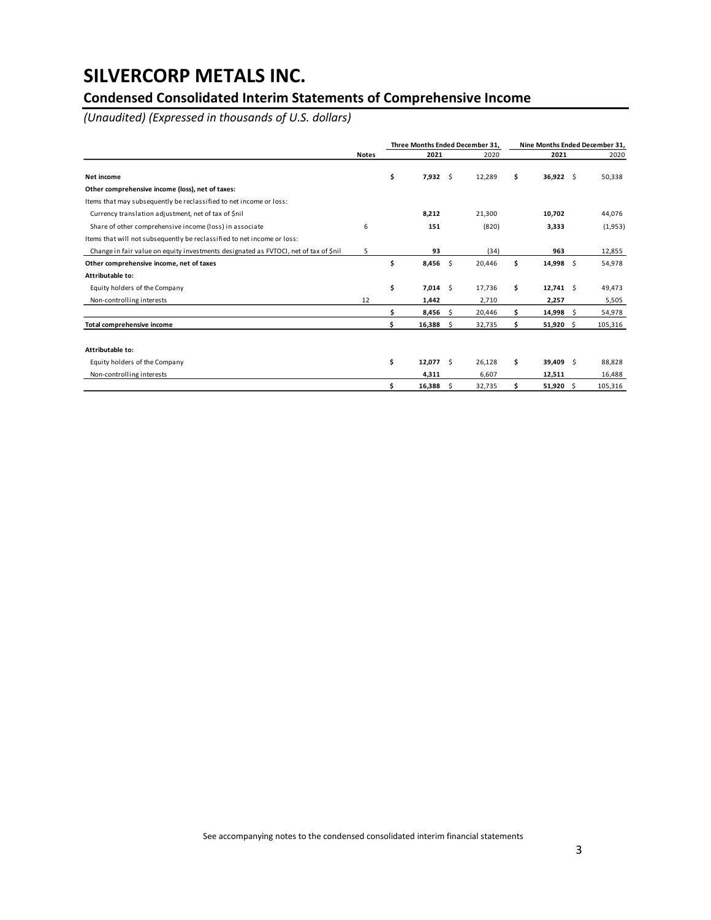# SILVERCORP METALS INC.

## Condensed Consolidated Interim Statements of Comprehensive Income

*(Unaudited) (Expressed in thousands of U.S. dollars)*

| | Notes | Three Months Ended December 31, 2021 | Three Months Ended December 31, 2020 | Nine Months Ended December 31, 2021 | Nine Months Ended December 31, 2020 |
|---|---|---|---|---|---|
| **Net income** | | **$ 7,932** | $ 12,289 | **$ 36,922** | $ 50,338 |
| **Other comprehensive income (loss), net of taxes:** | | | | | |
| Items that may subsequently be reclassified to net income or loss: | | | | | |
| Currency translation adjustment, net of tax of $nil | | **8,212** | 21,300 | **10,702** | 44,076 |
| Share of other comprehensive income (loss) in associate | 6 | **151** | (820) | **3,333** | (1,953) |
| Items that will not subsequently be reclassified to net income or loss: | | | | | |
| Change in fair value on equity investments designated as FVTOCI, net of tax of $nil | 5 | **93** | (34) | **963** | 12,855 |
| **Other comprehensive income, net of taxes** | | **$ 8,456** | $ 20,446 | **$ 14,998** | $ 54,978 |
| **Attributable to:** | | | | | |
| Equity holders of the Company | | **$ 7,014** | $ 17,736 | **$ 12,741** | $ 49,473 |
| Non-controlling interests | 12 | **1,442** | 2,710 | **2,257** | 5,505 |
| | | **$ 8,456** | $ 20,446 | **$ 14,998** | $ 54,978 |
| **Total comprehensive income** | | **$ 16,388** | $ 32,735 | **$ 51,920** | $ 105,316 |
| | | | | | |
| **Attributable to:** | | | | | |
| Equity holders of the Company | | **$ 12,077** | $ 26,128 | **$ 39,409** | $ 88,828 |
| Non-controlling interests | | **4,311** | 6,607 | **12,511** | 16,488 |
| | | **$ 16,388** | $ 32,735 | **$ 51,920** | $ 105,316 |

See accompanying notes to the condensed consolidated interim financial statements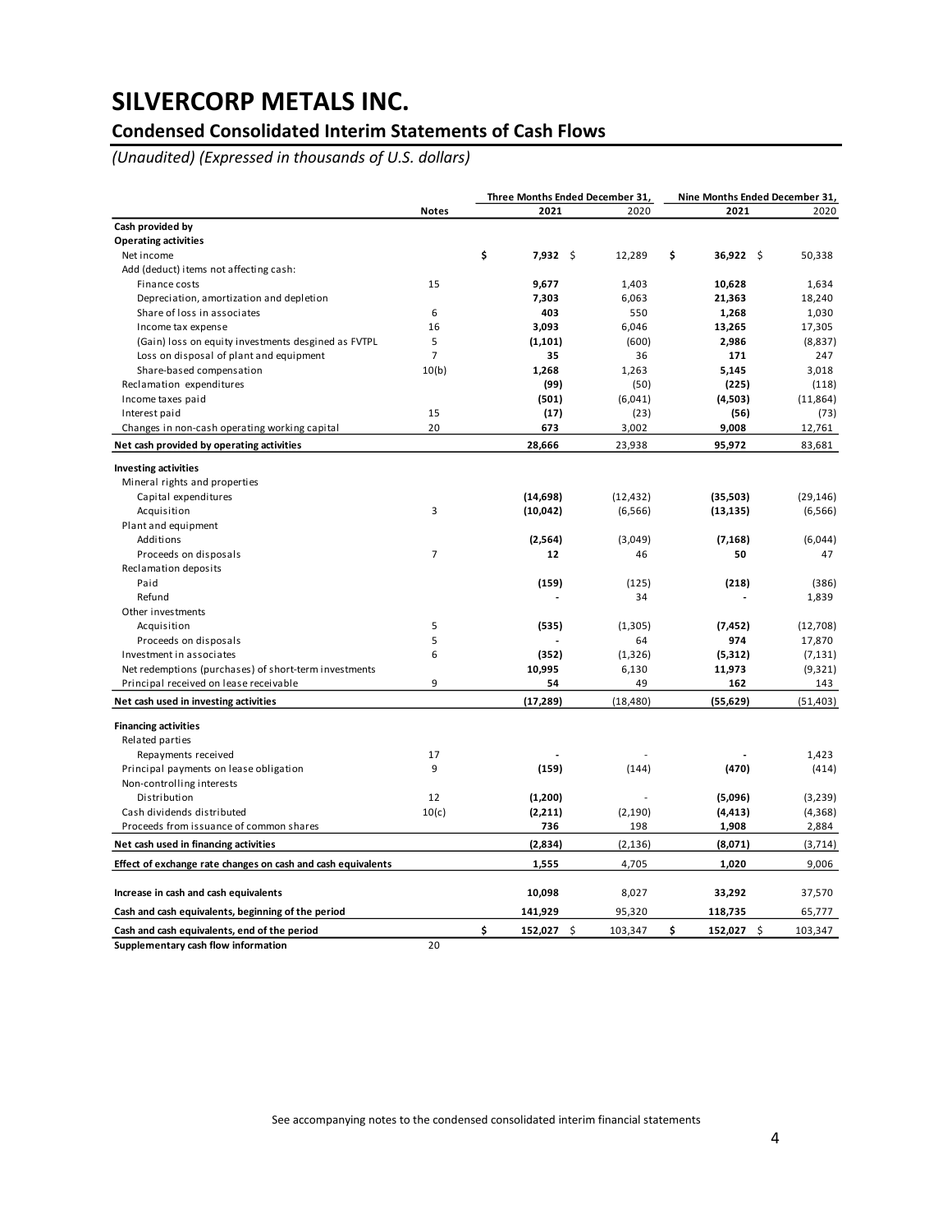# SILVERCORP METALS INC.

## Condensed Consolidated Interim Statements of Cash Flows

*(Unaudited) (Expressed in thousands of U.S. dollars)*

| | Notes | Three Months Ended December 31, | | Nine Months Ended December 31, | |
|---|---|---|---|---|---|
| | | **2021** | 2020 | **2021** | 2020 |
| **Cash provided by** | | | | | |
| **Operating activities** | | | | | |
| Net income | | **$ 7,932** | $ 12,289 | **$ 36,922** | $ 50,338 |
| Add (deduct) items not affecting cash: | | | | | |
| Finance costs | 15 | **9,677** | 1,403 | **10,628** | 1,634 |
| Depreciation, amortization and depletion | | **7,303** | 6,063 | **21,363** | 18,240 |
| Share of loss in associates | 6 | **403** | 550 | **1,268** | 1,030 |
| Income tax expense | 16 | **3,093** | 6,046 | **13,265** | 17,305 |
| (Gain) loss on equity investments desgined as FVTPL | 5 | **(1,101)** | (600) | **2,986** | (8,837) |
| Loss on disposal of plant and equipment | 7 | **35** | 36 | **171** | 247 |
| Share-based compensation | 10(b) | **1,268** | 1,263 | **5,145** | 3,018 |
| Reclamation expenditures | | **(99)** | (50) | **(225)** | (118) |
| Income taxes paid | | **(501)** | (6,041) | **(4,503)** | (11,864) |
| Interest paid | 15 | **(17)** | (23) | **(56)** | (73) |
| Changes in non-cash operating working capital | 20 | **673** | 3,002 | **9,008** | 12,761 |
| **Net cash provided by operating activities** | | **28,666** | 23,938 | **95,972** | 83,681 |
| **Investing activities** | | | | | |
| Mineral rights and properties | | | | | |
| Capital expenditures | | **(14,698)** | (12,432) | **(35,503)** | (29,146) |
| Acquisition | 3 | **(10,042)** | (6,566) | **(13,135)** | (6,566) |
| Plant and equipment | | | | | |
| Additions | | **(2,564)** | (3,049) | **(7,168)** | (6,044) |
| Proceeds on disposals | 7 | **12** | 46 | **50** | 47 |
| Reclamation deposits | | | | | |
| Paid | | **(159)** | (125) | **(218)** | (386) |
| Refund | | **-** | 34 | **-** | 1,839 |
| Other investments | | | | | |
| Acquisition | 5 | **(535)** | (1,305) | **(7,452)** | (12,708) |
| Proceeds on disposals | 5 | **-** | 64 | **974** | 17,870 |
| Investment in associates | 6 | **(352)** | (1,326) | **(5,312)** | (7,131) |
| Net redemptions (purchases) of short-term investments | | **10,995** | 6,130 | **11,973** | (9,321) |
| Principal received on lease receivable | 9 | **54** | 49 | **162** | 143 |
| **Net cash used in investing activities** | | **(17,289)** | (18,480) | **(55,629)** | (51,403) |
| **Financing activities** | | | | | |
| Related parties | | | | | |
| Repayments received | 17 | **-** | - | **-** | 1,423 |
| Principal payments on lease obligation | 9 | **(159)** | (144) | **(470)** | (414) |
| Non-controlling interests | | | | | |
| Distribution | 12 | **(1,200)** | - | **(5,096)** | (3,239) |
| Cash dividends distributed | 10(c) | **(2,211)** | (2,190) | **(4,413)** | (4,368) |
| Proceeds from issuance of common shares | | **736** | 198 | **1,908** | 2,884 |
| **Net cash used in financing activities** | | **(2,834)** | (2,136) | **(8,071)** | (3,714) |
| **Effect of exchange rate changes on cash and cash equivalents** | | **1,555** | 4,705 | **1,020** | 9,006 |
| **Increase in cash and cash equivalents** | | **10,098** | 8,027 | **33,292** | 37,570 |
| **Cash and cash equivalents, beginning of the period** | | **141,929** | 95,320 | **118,735** | 65,777 |
| **Cash and cash equivalents, end of the period** | | **$ 152,027** | $ 103,347 | **$ 152,027** | $ 103,347 |
| **Supplementary cash flow information** | 20 | | | | |

See accompanying notes to the condensed consolidated interim financial statements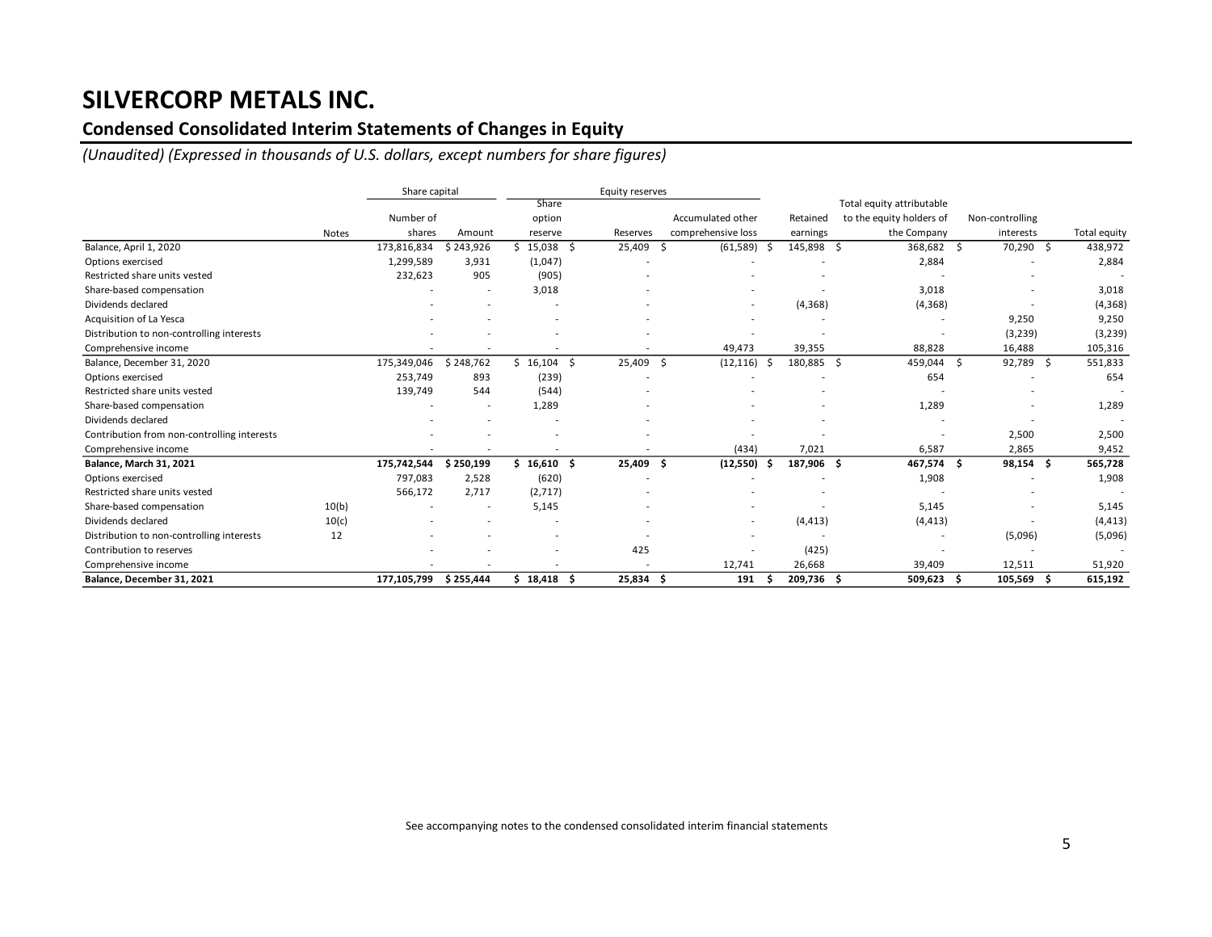# SILVERCORP METALS INC.

## Condensed Consolidated Interim Statements of Changes in Equity

*(Unaudited) (Expressed in thousands of U.S. dollars, except numbers for share figures)*

| | | Share capital | | Equity reserves | | | | | | |
|---|---|---|---|---|---|---|---|---|---|---|
| | Notes | Number of shares | Amount | Share option reserve | Reserves | Accumulated other comprehensive loss | Retained earnings | Total equity attributable to the equity holders of the Company | Non-controlling interests | Total equity |
| Balance, April 1, 2020 | | 173,816,834 | $ 243,926 | $ 15,038 | $ 25,409 | $ (61,589) | $ 145,898 | $ 368,682 | $ 70,290 | $ 438,972 |
| Options exercised | | 1,299,589 | 3,931 | (1,047) | - | - | - | 2,884 | - | 2,884 |
| Restricted share units vested | | 232,623 | 905 | (905) | - | - | - | - | - | - |
| Share-based compensation | | - | - | 3,018 | - | - | - | 3,018 | - | 3,018 |
| Dividends declared | | - | - | - | - | - | (4,368) | (4,368) | - | (4,368) |
| Acquisition of La Yesca | | - | - | - | - | - | - | - | 9,250 | 9,250 |
| Distribution to non-controlling interests | | - | - | - | - | - | - | - | (3,239) | (3,239) |
| Comprehensive income | | - | - | - | - | 49,473 | 39,355 | 88,828 | 16,488 | 105,316 |
| Balance, December 31, 2020 | | 175,349,046 | $ 248,762 | $ 16,104 | $ 25,409 | $ (12,116) | $ 180,885 | $ 459,044 | $ 92,789 | $ 551,833 |
| Options exercised | | 253,749 | 893 | (239) | - | - | - | 654 | - | 654 |
| Restricted share units vested | | 139,749 | 544 | (544) | - | - | - | - | - | - |
| Share-based compensation | | - | - | 1,289 | - | - | - | 1,289 | - | 1,289 |
| Dividends declared | | - | - | - | - | - | - | - | - | - |
| Contribution from non-controlling interests | | - | - | - | - | - | - | - | 2,500 | 2,500 |
| Comprehensive income | | - | - | - | - | (434) | 7,021 | 6,587 | 2,865 | 9,452 |
| **Balance, March 31, 2021** | | **175,742,544** | **$ 250,199** | **$ 16,610** | **$ 25,409** | **$ (12,550)** | **$ 187,906** | **$ 467,574** | **$ 98,154** | **$ 565,728** |
| Options exercised | | 797,083 | 2,528 | (620) | - | - | - | 1,908 | - | 1,908 |
| Restricted share units vested | | 566,172 | 2,717 | (2,717) | - | - | - | - | - | - |
| Share-based compensation | 10(b) | - | - | 5,145 | - | - | - | 5,145 | - | 5,145 |
| Dividends declared | 10(c) | - | - | - | - | - | (4,413) | (4,413) | - | (4,413) |
| Distribution to non-controlling interests | 12 | - | - | - | - | - | - | - | (5,096) | (5,096) |
| Contribution to reserves | | - | - | - | 425 | - | (425) | - | - | - |
| Comprehensive income | | - | - | - | - | 12,741 | 26,668 | 39,409 | 12,511 | 51,920 |
| **Balance, December 31, 2021** | | **177,105,799** | **$ 255,444** | **$ 18,418** | **$ 25,834** | **$ 191** | **$ 209,736** | **$ 509,623** | **$ 105,569** | **$ 615,192** |

See accompanying notes to the condensed consolidated interim financial statements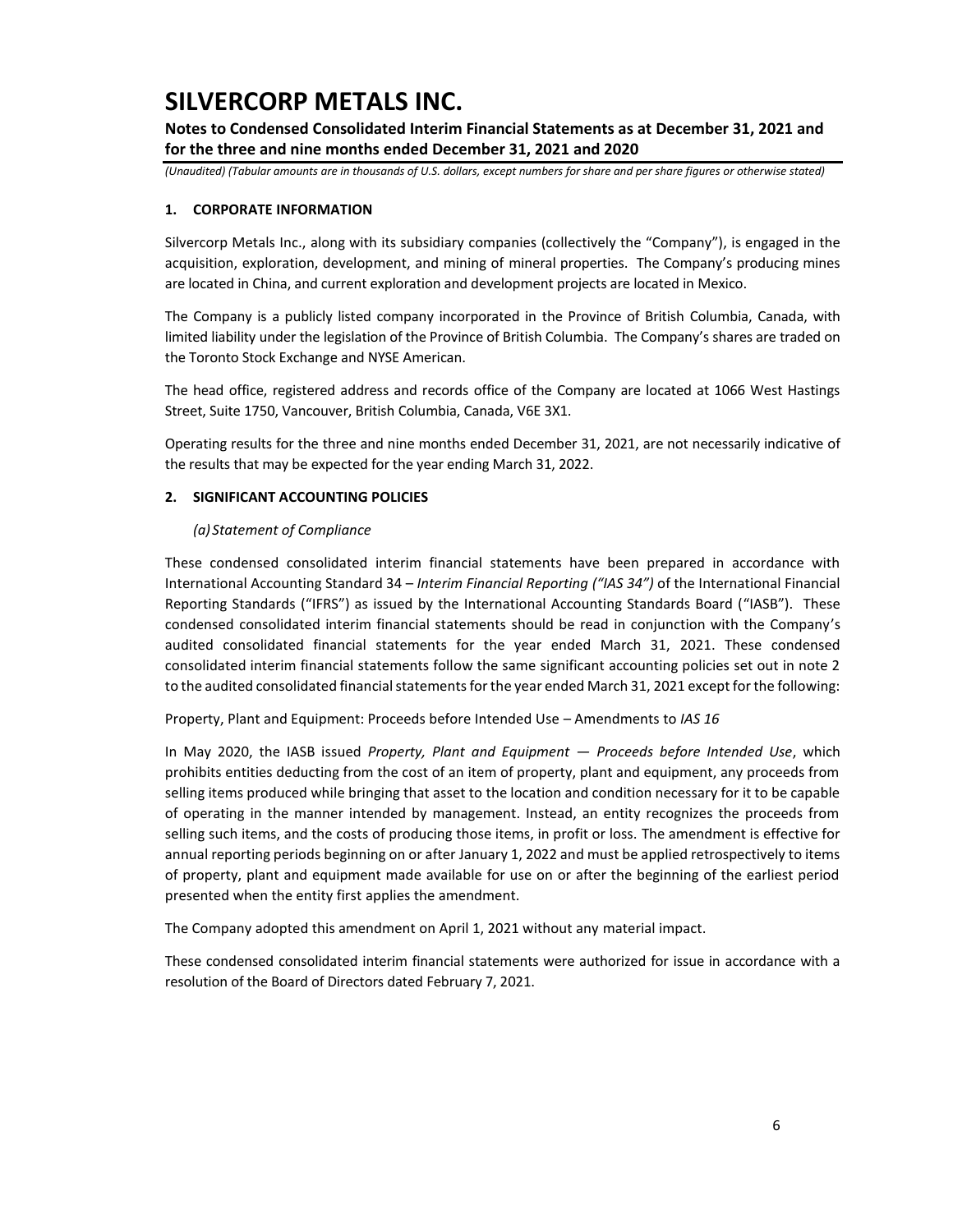# SILVERCORP METALS INC.

**Notes to Condensed Consolidated Interim Financial Statements as at December 31, 2021 and for the three and nine months ended December 31, 2021 and 2020**

*(Unaudited) (Tabular amounts are in thousands of U.S. dollars, except numbers for share and per share figures or otherwise stated)*

## 1. CORPORATE INFORMATION

Silvercorp Metals Inc., along with its subsidiary companies (collectively the "Company"), is engaged in the acquisition, exploration, development, and mining of mineral properties. The Company's producing mines are located in China, and current exploration and development projects are located in Mexico.

The Company is a publicly listed company incorporated in the Province of British Columbia, Canada, with limited liability under the legislation of the Province of British Columbia. The Company's shares are traded on the Toronto Stock Exchange and NYSE American.

The head office, registered address and records office of the Company are located at 1066 West Hastings Street, Suite 1750, Vancouver, British Columbia, Canada, V6E 3X1.

Operating results for the three and nine months ended December 31, 2021, are not necessarily indicative of the results that may be expected for the year ending March 31, 2022.

## 2. SIGNIFICANT ACCOUNTING POLICIES

### *(a) Statement of Compliance*

These condensed consolidated interim financial statements have been prepared in accordance with International Accounting Standard 34 – *Interim Financial Reporting ("IAS 34")* of the International Financial Reporting Standards ("IFRS") as issued by the International Accounting Standards Board ("IASB"). These condensed consolidated interim financial statements should be read in conjunction with the Company's audited consolidated financial statements for the year ended March 31, 2021. These condensed consolidated interim financial statements follow the same significant accounting policies set out in note 2 to the audited consolidated financial statements for the year ended March 31, 2021 except for the following:

Property, Plant and Equipment: Proceeds before Intended Use – Amendments to *IAS 16*

In May 2020, the IASB issued *Property, Plant and Equipment — Proceeds before Intended Use*, which prohibits entities deducting from the cost of an item of property, plant and equipment, any proceeds from selling items produced while bringing that asset to the location and condition necessary for it to be capable of operating in the manner intended by management. Instead, an entity recognizes the proceeds from selling such items, and the costs of producing those items, in profit or loss. The amendment is effective for annual reporting periods beginning on or after January 1, 2022 and must be applied retrospectively to items of property, plant and equipment made available for use on or after the beginning of the earliest period presented when the entity first applies the amendment.

The Company adopted this amendment on April 1, 2021 without any material impact.

These condensed consolidated interim financial statements were authorized for issue in accordance with a resolution of the Board of Directors dated February 7, 2021.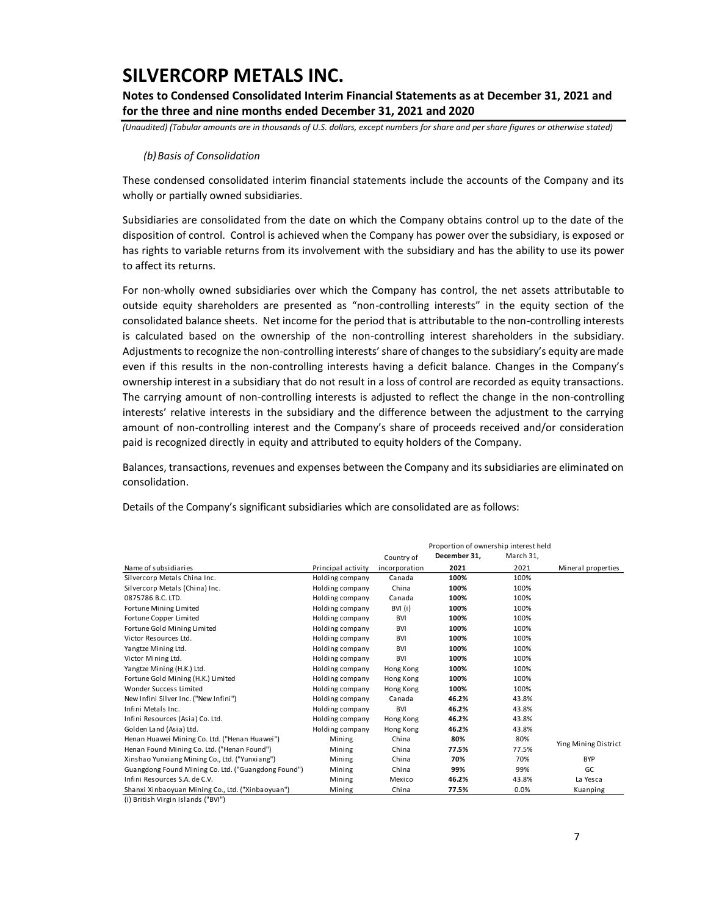*(b) Basis of Consolidation*

These condensed consolidated interim financial statements include the accounts of the Company and its wholly or partially owned subsidiaries.

Subsidiaries are consolidated from the date on which the Company obtains control up to the date of the disposition of control. Control is achieved when the Company has power over the subsidiary, is exposed or has rights to variable returns from its involvement with the subsidiary and has the ability to use its power to affect its returns.

For non-wholly owned subsidiaries over which the Company has control, the net assets attributable to outside equity shareholders are presented as "non-controlling interests" in the equity section of the consolidated balance sheets. Net income for the period that is attributable to the non-controlling interests is calculated based on the ownership of the non-controlling interest shareholders in the subsidiary. Adjustments to recognize the non-controlling interests' share of changes to the subsidiary's equity are made even if this results in the non-controlling interests having a deficit balance. Changes in the Company's ownership interest in a subsidiary that do not result in a loss of control are recorded as equity transactions. The carrying amount of non-controlling interests is adjusted to reflect the change in the non-controlling interests' relative interests in the subsidiary and the difference between the adjustment to the carrying amount of non-controlling interest and the Company's share of proceeds received and/or consideration paid is recognized directly in equity and attributed to equity holders of the Company.

Balances, transactions, revenues and expenses between the Company and its subsidiaries are eliminated on consolidation.

Details of the Company's significant subsidiaries which are consolidated are as follows:

| | | | Proportion of ownership interest held | | |
|---|---|---|---|---|---|
| Name of subsidiaries | Principal activity | Country of incorporation | **December 31, 2021** | March 31, 2021 | Mineral properties |
| Silvercorp Metals China Inc. | Holding company | Canada | **100%** | 100% | |
| Silvercorp Metals (China) Inc. | Holding company | China | **100%** | 100% | |
| 0875786 B.C. LTD. | Holding company | Canada | **100%** | 100% | |
| Fortune Mining Limited | Holding company | BVI (i) | **100%** | 100% | |
| Fortune Copper Limited | Holding company | BVI | **100%** | 100% | |
| Fortune Gold Mining Limited | Holding company | BVI | **100%** | 100% | |
| Victor Resources Ltd. | Holding company | BVI | **100%** | 100% | |
| Yangtze Mining Ltd. | Holding company | BVI | **100%** | 100% | |
| Victor Mining Ltd. | Holding company | BVI | **100%** | 100% | |
| Yangtze Mining (H.K.) Ltd. | Holding company | Hong Kong | **100%** | 100% | |
| Fortune Gold Mining (H.K.) Limited | Holding company | Hong Kong | **100%** | 100% | |
| Wonder Success Limited | Holding company | Hong Kong | **100%** | 100% | |
| New Infini Silver Inc. ("New Infini") | Holding company | Canada | **46.2%** | 43.8% | |
| Infini Metals Inc. | Holding company | BVI | **46.2%** | 43.8% | |
| Infini Resources (Asia) Co. Ltd. | Holding company | Hong Kong | **46.2%** | 43.8% | |
| Golden Land (Asia) Ltd. | Holding company | Hong Kong | **46.2%** | 43.8% | |
| Henan Huawei Mining Co. Ltd. ("Henan Huawei") | Mining | China | **80%** | 80% | Ying Mining District |
| Henan Found Mining Co. Ltd. ("Henan Found") | Mining | China | **77.5%** | 77.5% | Ying Mining District |
| Xinshao Yunxiang Mining Co., Ltd. ("Yunxiang") | Mining | China | **70%** | 70% | BYP |
| Guangdong Found Mining Co. Ltd. ("Guangdong Found") | Mining | China | **99%** | 99% | GC |
| Infini Resources S.A. de C.V. | Mining | Mexico | **46.2%** | 43.8% | La Yesca |
| Shanxi Xinbaoyuan Mining Co., Ltd. ("Xinbaoyuan") | Mining | China | **77.5%** | 0.0% | Kuanping |

(i) British Virgin Islands ("BVI")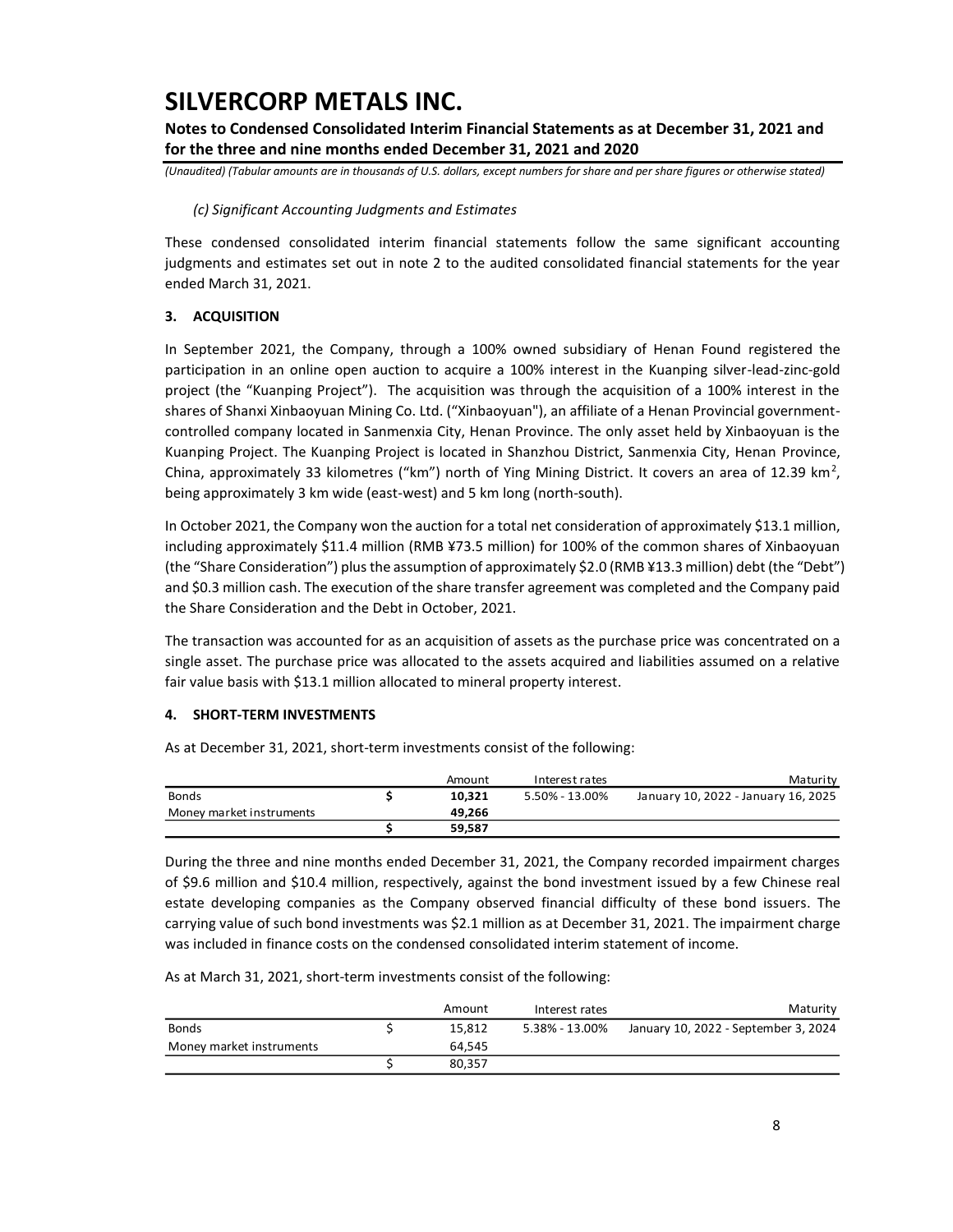*(c) Significant Accounting Judgments and Estimates*

These condensed consolidated interim financial statements follow the same significant accounting judgments and estimates set out in note 2 to the audited consolidated financial statements for the year ended March 31, 2021.

## 3. ACQUISITION

In September 2021, the Company, through a 100% owned subsidiary of Henan Found registered the participation in an online open auction to acquire a 100% interest in the Kuanping silver-lead-zinc-gold project (the "Kuanping Project"). The acquisition was through the acquisition of a 100% interest in the shares of Shanxi Xinbaoyuan Mining Co. Ltd. ("Xinbaoyuan"), an affiliate of a Henan Provincial government-controlled company located in Sanmenxia City, Henan Province. The only asset held by Xinbaoyuan is the Kuanping Project. The Kuanping Project is located in Shanzhou District, Sanmenxia City, Henan Province, China, approximately 33 kilometres ("km") north of Ying Mining District. It covers an area of 12.39 km$^2$, being approximately 3 km wide (east-west) and 5 km long (north-south).

In October 2021, the Company won the auction for a total net consideration of approximately $13.1 million, including approximately $11.4 million (RMB ¥73.5 million) for 100% of the common shares of Xinbaoyuan (the "Share Consideration") plus the assumption of approximately $2.0 (RMB ¥13.3 million) debt (the "Debt") and $0.3 million cash. The execution of the share transfer agreement was completed and the Company paid the Share Consideration and the Debt in October, 2021.

The transaction was accounted for as an acquisition of assets as the purchase price was concentrated on a single asset. The purchase price was allocated to the assets acquired and liabilities assumed on a relative fair value basis with $13.1 million allocated to mineral property interest.

## 4. SHORT-TERM INVESTMENTS

As at December 31, 2021, short-term investments consist of the following:

| | | Amount | Interest rates | Maturity |
|---|---|---|---|---|
| Bonds | $ | **10,321** | 5.50% - 13.00% | January 10, 2022 - January 16, 2025 |
| Money market instruments | | **49,266** | | |
| | $ | **59,587** | | |

During the three and nine months ended December 31, 2021, the Company recorded impairment charges of $9.6 million and $10.4 million, respectively, against the bond investment issued by a few Chinese real estate developing companies as the Company observed financial difficulty of these bond issuers. The carrying value of such bond investments was $2.1 million as at December 31, 2021. The impairment charge was included in finance costs on the condensed consolidated interim statement of income.

As at March 31, 2021, short-term investments consist of the following:

| | | Amount | Interest rates | Maturity |
|---|---|---|---|---|
| Bonds | $ | 15,812 | 5.38% - 13.00% | January 10, 2022 - September 3, 2024 |
| Money market instruments | | 64,545 | | |
| | $ | 80,357 | | |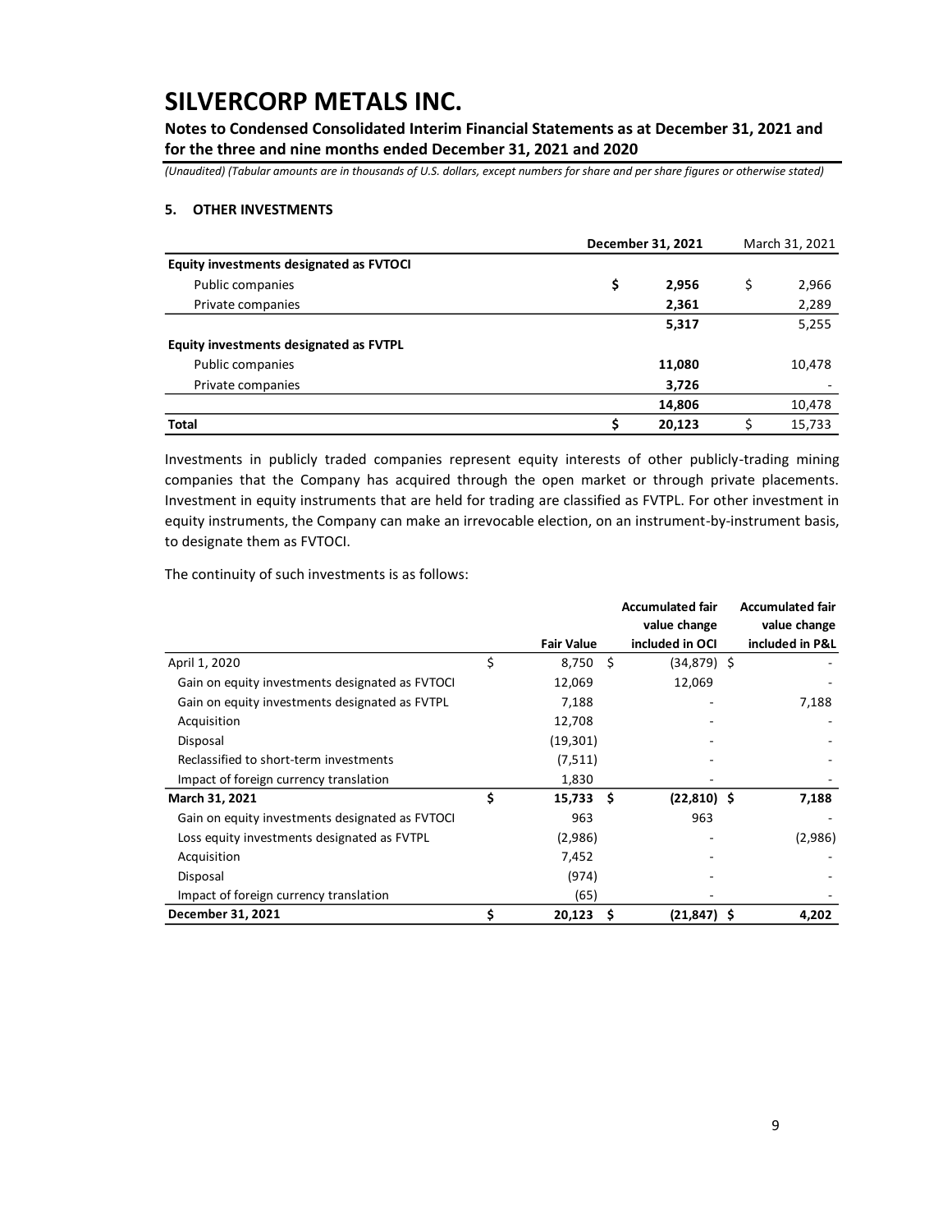# SILVERCORP METALS INC.

**Notes to Condensed Consolidated Interim Financial Statements as at December 31, 2021 and for the three and nine months ended December 31, 2021 and 2020**

*(Unaudited) (Tabular amounts are in thousands of U.S. dollars, except numbers for share and per share figures or otherwise stated)*

### 5. OTHER INVESTMENTS

| | December 31, 2021 | March 31, 2021 |
|---|---|---|
| **Equity investments designated as FVTOCI** | | |
| Public companies | $ 2,956 | $ 2,966 |
| Private companies | 2,361 | 2,289 |
| | 5,317 | 5,255 |
| **Equity investments designated as FVTPL** | | |
| Public companies | 11,080 | 10,478 |
| Private companies | 3,726 | - |
| | 14,806 | 10,478 |
| **Total** | $ 20,123 | $ 15,733 |

Investments in publicly traded companies represent equity interests of other publicly-trading mining companies that the Company has acquired through the open market or through private placements. Investment in equity instruments that are held for trading are classified as FVTPL. For other investment in equity instruments, the Company can make an irrevocable election, on an instrument-by-instrument basis, to designate them as FVTOCI.

The continuity of such investments is as follows:

| | Fair Value | Accumulated fair value change included in OCI | Accumulated fair value change included in P&L |
|---|---|---|---|
| April 1, 2020 | $ 8,750 | $ (34,879) | $ - |
| Gain on equity investments designated as FVTOCI | 12,069 | 12,069 | - |
| Gain on equity investments designated as FVTPL | 7,188 | - | 7,188 |
| Acquisition | 12,708 | - | - |
| Disposal | (19,301) | - | - |
| Reclassified to short-term investments | (7,511) | - | - |
| Impact of foreign currency translation | 1,830 | - | - |
| **March 31, 2021** | **$ 15,733** | **$ (22,810)** | **$ 7,188** |
| Gain on equity investments designated as FVTOCI | 963 | 963 | - |
| Loss equity investments designated as FVTPL | (2,986) | - | (2,986) |
| Acquisition | 7,452 | - | - |
| Disposal | (974) | - | - |
| Impact of foreign currency translation | (65) | - | - |
| **December 31, 2021** | **$ 20,123** | **$ (21,847)** | **$ 4,202** |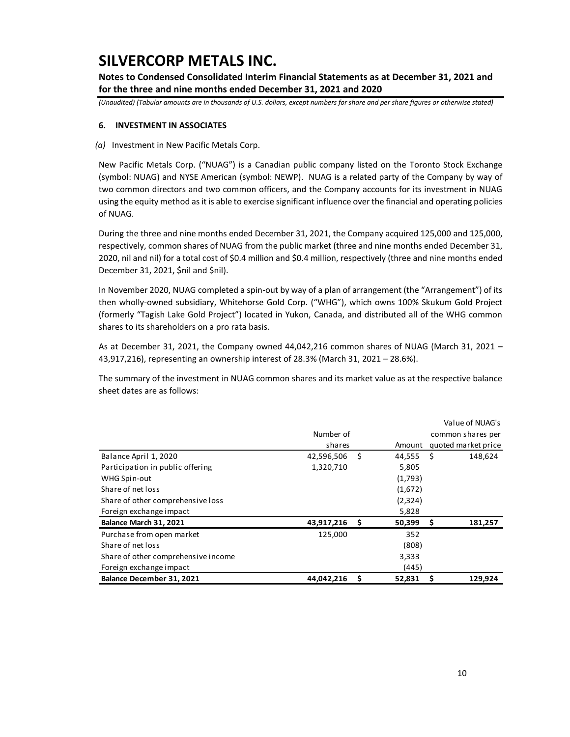# SILVERCORP METALS INC.

**Notes to Condensed Consolidated Interim Financial Statements as at December 31, 2021 and for the three and nine months ended December 31, 2021 and 2020**

*(Unaudited) (Tabular amounts are in thousands of U.S. dollars, except numbers for share and per share figures or otherwise stated)*

## 6. INVESTMENT IN ASSOCIATES

*(a)* Investment in New Pacific Metals Corp.

New Pacific Metals Corp. ("NUAG") is a Canadian public company listed on the Toronto Stock Exchange (symbol: NUAG) and NYSE American (symbol: NEWP). NUAG is a related party of the Company by way of two common directors and two common officers, and the Company accounts for its investment in NUAG using the equity method as it is able to exercise significant influence over the financial and operating policies of NUAG.

During the three and nine months ended December 31, 2021, the Company acquired 125,000 and 125,000, respectively, common shares of NUAG from the public market (three and nine months ended December 31, 2020, nil and nil) for a total cost of $0.4 million and $0.4 million, respectively (three and nine months ended December 31, 2021, $nil and $nil).

In November 2020, NUAG completed a spin-out by way of a plan of arrangement (the "Arrangement") of its then wholly-owned subsidiary, Whitehorse Gold Corp. ("WHG"), which owns 100% Skukum Gold Project (formerly "Tagish Lake Gold Project") located in Yukon, Canada, and distributed all of the WHG common shares to its shareholders on a pro rata basis.

As at December 31, 2021, the Company owned 44,042,216 common shares of NUAG (March 31, 2021 – 43,917,216), representing an ownership interest of 28.3% (March 31, 2021 – 28.6%).

The summary of the investment in NUAG common shares and its market value as at the respective balance sheet dates are as follows:

| | Number of shares | Amount | Value of NUAG's common shares per quoted market price |
|---|---|---|---|
| Balance April 1, 2020 | 42,596,506 | $ 44,555 | $ 148,624 |
| Participation in public offering | 1,320,710 | 5,805 | |
| WHG Spin-out | | (1,793) | |
| Share of net loss | | (1,672) | |
| Share of other comprehensive loss | | (2,324) | |
| Foreign exchange impact | | 5,828 | |
| **Balance March 31, 2021** | **43,917,216** | **$ 50,399** | **$ 181,257** |
| Purchase from open market | 125,000 | 352 | |
| Share of net loss | | (808) | |
| Share of other comprehensive income | | 3,333 | |
| Foreign exchange impact | | (445) | |
| **Balance December 31, 2021** | **44,042,216** | **$ 52,831** | **$ 129,924** |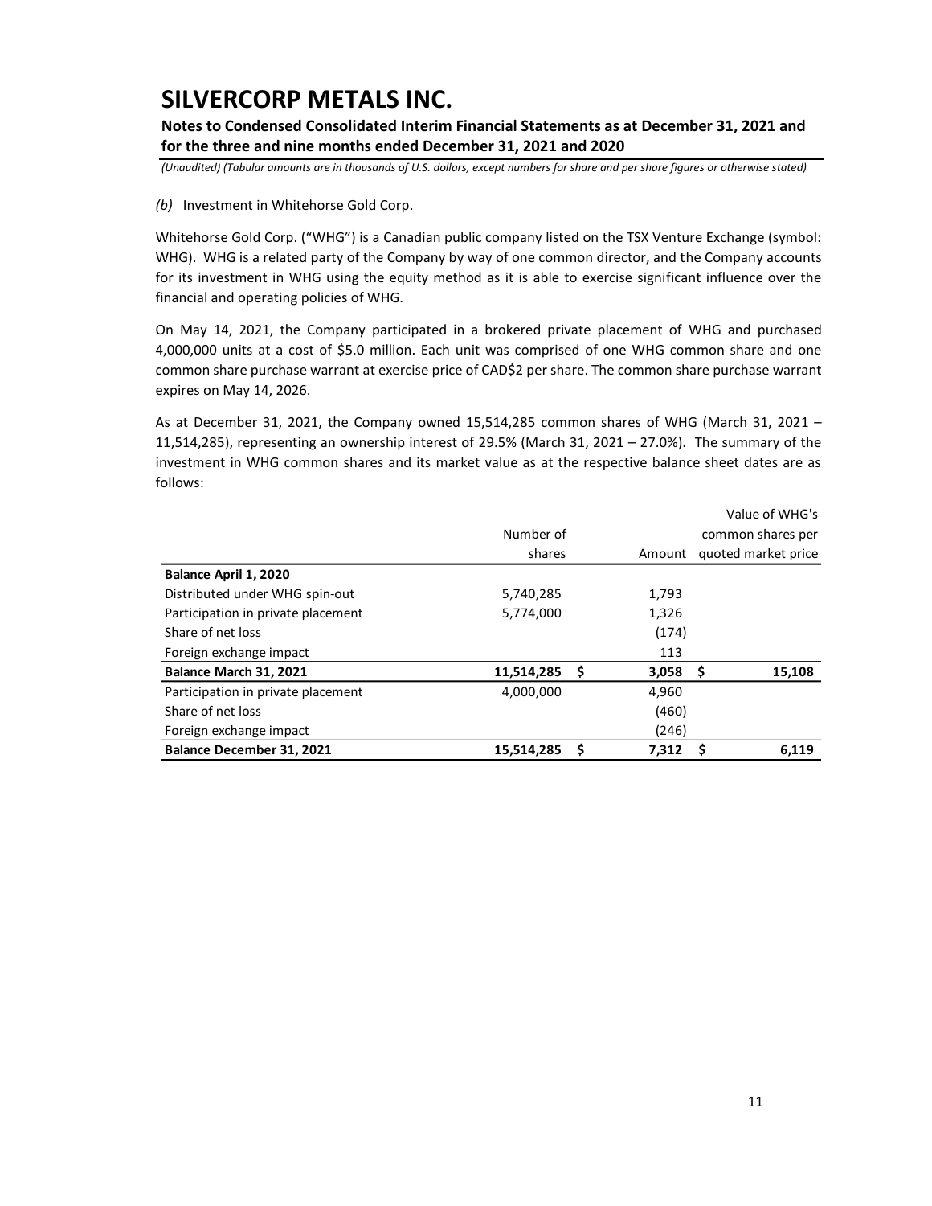*(b)* Investment in Whitehorse Gold Corp.

Whitehorse Gold Corp. ("WHG") is a Canadian public company listed on the TSX Venture Exchange (symbol: WHG). WHG is a related party of the Company by way of one common director, and the Company accounts for its investment in WHG using the equity method as it is able to exercise significant influence over the financial and operating policies of WHG.

On May 14, 2021, the Company participated in a brokered private placement of WHG and purchased 4,000,000 units at a cost of $5.0 million. Each unit was comprised of one WHG common share and one common share purchase warrant at exercise price of CAD$2 per share. The common share purchase warrant expires on May 14, 2026.

As at December 31, 2021, the Company owned 15,514,285 common shares of WHG (March 31, 2021 – 11,514,285), representing an ownership interest of 29.5% (March 31, 2021 – 27.0%). The summary of the investment in WHG common shares and its market value as at the respective balance sheet dates are as follows:

| | Number of shares | Amount | Value of WHG's common shares per quoted market price |
|---|---|---|---|
| **Balance April 1, 2020** | | | |
| Distributed under WHG spin-out | 5,740,285 | 1,793 | |
| Participation in private placement | 5,774,000 | 1,326 | |
| Share of net loss | | (174) | |
| Foreign exchange impact | | 113 | |
| **Balance March 31, 2021** | **11,514,285** | **$ 3,058** | **$ 15,108** |
| Participation in private placement | 4,000,000 | 4,960 | |
| Share of net loss | | (460) | |
| Foreign exchange impact | | (246) | |
| **Balance December 31, 2021** | **15,514,285** | **$ 7,312** | **$ 6,119** |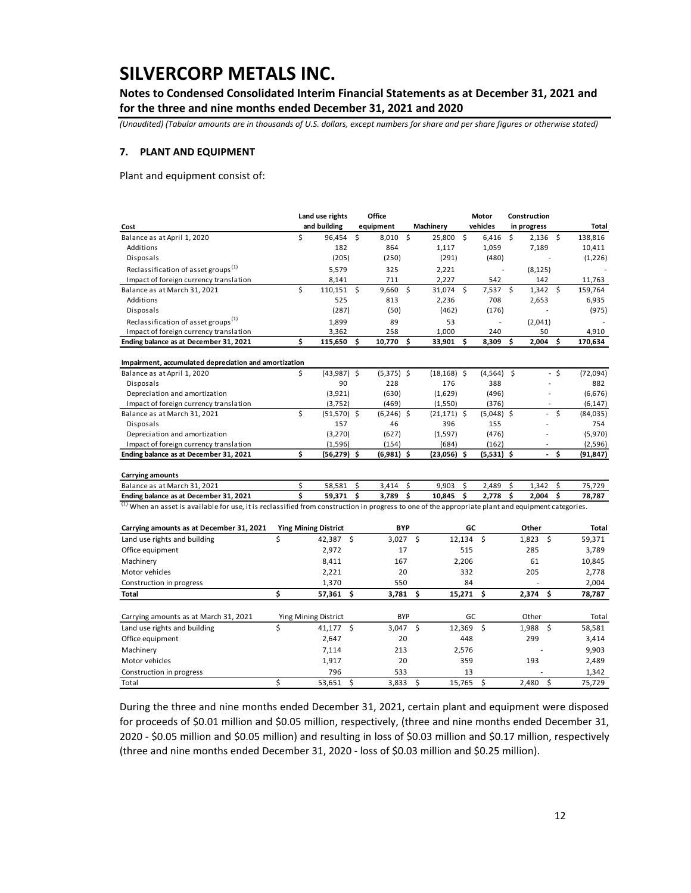# SILVERCORP METALS INC.

**Notes to Condensed Consolidated Interim Financial Statements as at December 31, 2021 and for the three and nine months ended December 31, 2021 and 2020**

*(Unaudited) (Tabular amounts are in thousands of U.S. dollars, except numbers for share and per share figures or otherwise stated)*

## 7. PLANT AND EQUIPMENT

Plant and equipment consist of:

| Cost | Land use rights and building | Office equipment | Machinery | Motor vehicles | Construction in progress | Total |
|---|---|---|---|---|---|---|
| Balance as at April 1, 2020 | $ 96,454 | $ 8,010 | $ 25,800 | $ 6,416 | $ 2,136 | $ 138,816 |
| Additions | 182 | 864 | 1,117 | 1,059 | 7,189 | 10,411 |
| Disposals | (205) | (250) | (291) | (480) | - | (1,226) |
| Reclassification of asset groups [(1)] | 5,579 | 325 | 2,221 | - | (8,125) | - |
| Impact of foreign currency translation | 8,141 | 711 | 2,227 | 542 | 142 | 11,763 |
| Balance as at March 31, 2021 | $ 110,151 | $ 9,660 | $ 31,074 | $ 7,537 | $ 1,342 | $ 159,764 |
| Additions | 525 | 813 | 2,236 | 708 | 2,653 | 6,935 |
| Disposals | (287) | (50) | (462) | (176) | - | (975) |
| Reclassification of asset groups [(1)] | 1,899 | 89 | 53 | - | (2,041) | - |
| Impact of foreign currency translation | 3,362 | 258 | 1,000 | 240 | 50 | 4,910 |
| **Ending balance as at December 31, 2021** | **$ 115,650** | **$ 10,770** | **$ 33,901** | **$ 8,309** | **$ 2,004** | **$ 170,634** |
| **Impairment, accumulated depreciation and amortization** | | | | | | |
| Balance as at April 1, 2020 | $ (43,987) | $ (5,375) | $ (18,168) | $ (4,564) | $ - | $ (72,094) |
| Disposals | 90 | 228 | 176 | 388 | - | 882 |
| Depreciation and amortization | (3,921) | (630) | (1,629) | (496) | - | (6,676) |
| Impact of foreign currency translation | (3,752) | (469) | (1,550) | (376) | - | (6,147) |
| Balance as at March 31, 2021 | $ (51,570) | $ (6,246) | $ (21,171) | $ (5,048) | $ - | $ (84,035) |
| Disposals | 157 | 46 | 396 | 155 | - | 754 |
| Depreciation and amortization | (3,270) | (627) | (1,597) | (476) | - | (5,970) |
| Impact of foreign currency translation | (1,596) | (154) | (684) | (162) | - | (2,596) |
| **Ending balance as at December 31, 2021** | **$ (56,279)** | **$ (6,981)** | **$ (23,056)** | **$ (5,531)** | **$ -** | **$ (91,847)** |
| **Carrying amounts** | | | | | | |
| Balance as at March 31, 2021 | $ 58,581 | $ 3,414 | $ 9,903 | $ 2,489 | $ 1,342 | $ 75,729 |
| **Ending balance as at December 31, 2021** | **$ 59,371** | **$ 3,789** | **$ 10,845** | **$ 2,778** | **$ 2,004** | **$ 78,787** |

[(1)] When an asset is available for use, it is reclassified from construction in progress to one of the appropriate plant and equipment categories.

| Carrying amounts as at December 31, 2021 | Ying Mining District | BYP | GC | Other | Total |
|---|---|---|---|---|---|
| Land use rights and building | $ 42,387 | $ 3,027 | $ 12,134 | $ 1,823 | $ 59,371 |
| Office equipment | 2,972 | 17 | 515 | 285 | 3,789 |
| Machinery | 8,411 | 167 | 2,206 | 61 | 10,845 |
| Motor vehicles | 2,221 | 20 | 332 | 205 | 2,778 |
| Construction in progress | 1,370 | 550 | 84 | - | 2,004 |
| **Total** | **$ 57,361** | **$ 3,781** | **$ 15,271** | **$ 2,374** | **$ 78,787** |

| Carrying amounts as at March 31, 2021 | Ying Mining District | BYP | GC | Other | Total |
|---|---|---|---|---|---|
| Land use rights and building | $ 41,177 | $ 3,047 | $ 12,369 | $ 1,988 | $ 58,581 |
| Office equipment | 2,647 | 20 | 448 | 299 | 3,414 |
| Machinery | 7,114 | 213 | 2,576 | - | 9,903 |
| Motor vehicles | 1,917 | 20 | 359 | 193 | 2,489 |
| Construction in progress | 796 | 533 | 13 | - | 1,342 |
| Total | $ 53,651 | $ 3,833 | $ 15,765 | $ 2,480 | $ 75,729 |

During the three and nine months ended December 31, 2021, certain plant and equipment were disposed for proceeds of $0.01 million and $0.05 million, respectively, (three and nine months ended December 31, 2020 - $0.05 million and $0.05 million) and resulting in loss of $0.03 million and $0.17 million, respectively (three and nine months ended December 31, 2020 - loss of $0.03 million and $0.25 million).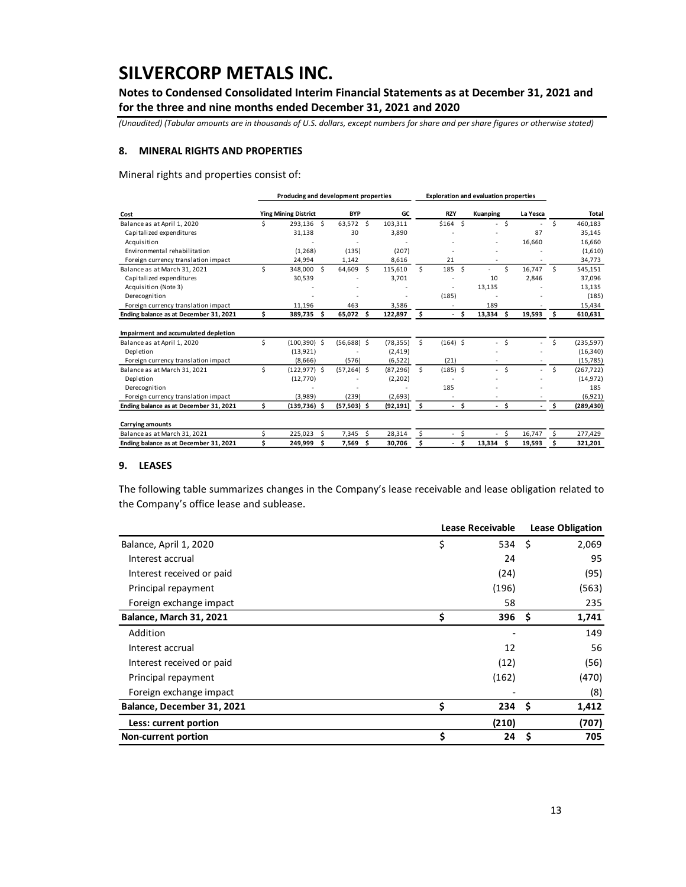## 8. MINERAL RIGHTS AND PROPERTIES

Mineral rights and properties consist of:

| | Producing and development properties | | | Exploration and evaluation properties | | | |
|---|---|---|---|---|---|---|---|
| **Cost** | **Ying Mining District** | **BYP** | **GC** | **RZY** | **Kuanping** | **La Yesca** | **Total** |
| Balance as at April 1, 2020 | $ 293,136 | $ 63,572 | $ 103,311 | $164 | $ - | $ - | $ 460,183 |
| Capitalized expenditures | 31,138 | 30 | 3,890 | - | - | 87 | 35,145 |
| Acquisition | - | - | - | - | - | 16,660 | 16,660 |
| Environmental rehabilitation | (1,268) | (135) | (207) | - | - | - | (1,610) |
| Foreign currency translation impact | 24,994 | 1,142 | 8,616 | 21 | - | - | 34,773 |
| Balance as at March 31, 2021 | $ 348,000 | $ 64,609 | $ 115,610 | $ 185 | $ - | $ 16,747 | $ 545,151 |
| Capitalized expenditures | 30,539 | - | 3,701 | - | 10 | 2,846 | 37,096 |
| Acquisition (Note 3) | - | - | - | - | 13,135 | - | 13,135 |
| Derecognition | - | - | - | (185) | - | - | (185) |
| Foreign currency translation impact | 11,196 | 463 | 3,586 | - | 189 | - | 15,434 |
| **Ending balance as at December 31, 2021** | **$ 389,735** | **$ 65,072** | **$ 122,897** | **$ -** | **$ 13,334** | **$ 19,593** | **$ 610,631** |
| | | | | | | | |
| **Impairment and accumulated depletion** | | | | | | | |
| Balance as at April 1, 2020 | $ (100,390) | $ (56,688) | $ (78,355) | $ (164) | $ - | $ - | $ (235,597) |
| Depletion | (13,921) | - | (2,419) | | - | - | (16,340) |
| Foreign currency translation impact | (8,666) | (576) | (6,522) | (21) | - | - | (15,785) |
| Balance as at March 31, 2021 | $ (122,977) | $ (57,264) | $ (87,296) | $ (185) | $ - | $ - | $ (267,722) |
| Depletion | (12,770) | - | (2,202) | - | - | - | (14,972) |
| Derecognition | - | - | - | 185 | - | - | 185 |
| Foreign currency translation impact | (3,989) | (239) | (2,693) | - | - | - | (6,921) |
| **Ending balance as at December 31, 2021** | **$ (139,736)** | **$ (57,503)** | **$ (92,191)** | **$ -** | **$ -** | **$ -** | **$ (289,430)** |
| | | | | | | | |
| **Carrying amounts** | | | | | | | |
| Balance as at March 31, 2021 | $ 225,023 | $ 7,345 | $ 28,314 | $ - | $ - | $ 16,747 | $ 277,429 |
| **Ending balance as at December 31, 2021** | **$ 249,999** | **$ 7,569** | **$ 30,706** | **$ -** | **$ 13,334** | **$ 19,593** | **$ 321,201** |

## 9. LEASES

The following table summarizes changes in the Company's lease receivable and lease obligation related to the Company's office lease and sublease.

| | Lease Receivable | Lease Obligation |
|---|---|---|
| Balance, April 1, 2020 | $ 534 | $ 2,069 |
| Interest accrual | 24 | 95 |
| Interest received or paid | (24) | (95) |
| Principal repayment | (196) | (563) |
| Foreign exchange impact | 58 | 235 |
| **Balance, March 31, 2021** | **$ 396** | **$ 1,741** |
| Addition | - | 149 |
| Interest accrual | 12 | 56 |
| Interest received or paid | (12) | (56) |
| Principal repayment | (162) | (470) |
| Foreign exchange impact | - | (8) |
| **Balance, December 31, 2021** | **$ 234** | **$ 1,412** |
| **Less: current portion** | **(210)** | **(707)** |
| **Non-current portion** | **$ 24** | **$ 705** |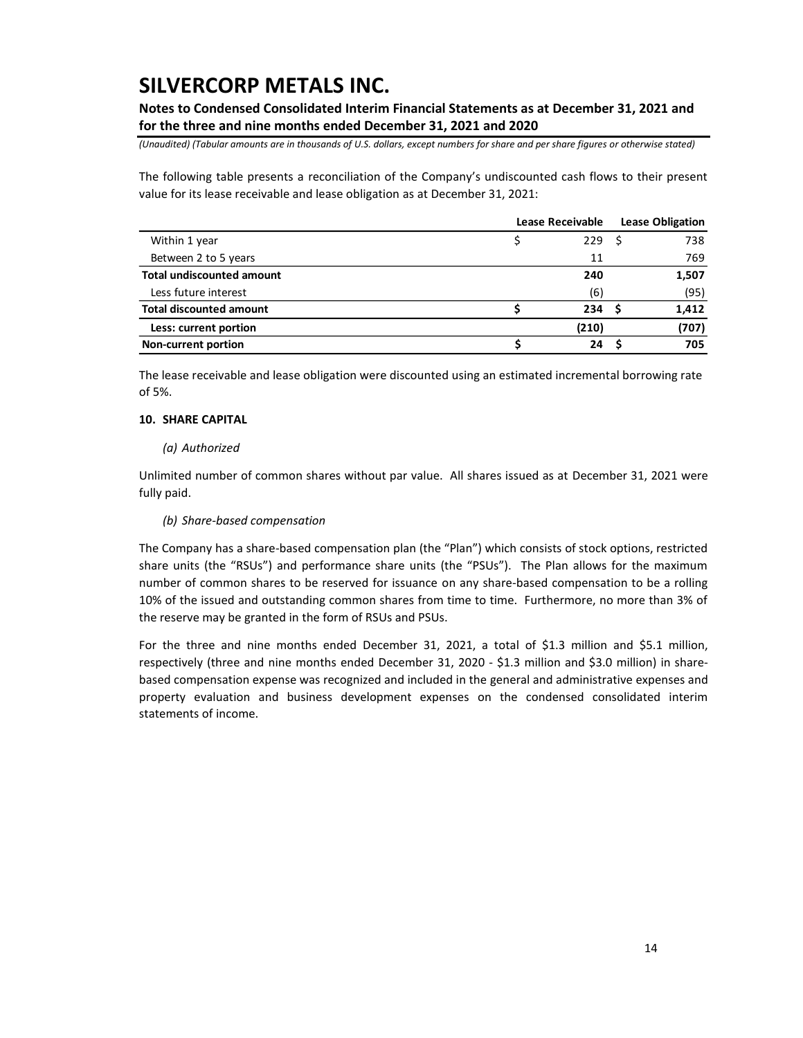The following table presents a reconciliation of the Company's undiscounted cash flows to their present value for its lease receivable and lease obligation as at December 31, 2021:

| | Lease Receivable | Lease Obligation |
|---|---|---|
| Within 1 year | $ 229 | $ 738 |
| Between 2 to 5 years | 11 | 769 |
| **Total undiscounted amount** | **240** | **1,507** |
| Less future interest | (6) | (95) |
| **Total discounted amount** | **$ 234** | **$ 1,412** |
| **Less: current portion** | **(210)** | **(707)** |
| **Non-current portion** | **$ 24** | **$ 705** |

The lease receivable and lease obligation were discounted using an estimated incremental borrowing rate of 5%.

**10. SHARE CAPITAL**

*(a) Authorized*

Unlimited number of common shares without par value. All shares issued as at December 31, 2021 were fully paid.

*(b) Share-based compensation*

The Company has a share-based compensation plan (the "Plan") which consists of stock options, restricted share units (the "RSUs") and performance share units (the "PSUs"). The Plan allows for the maximum number of common shares to be reserved for issuance on any share-based compensation to be a rolling 10% of the issued and outstanding common shares from time to time. Furthermore, no more than 3% of the reserve may be granted in the form of RSUs and PSUs.

For the three and nine months ended December 31, 2021, a total of $1.3 million and $5.1 million, respectively (three and nine months ended December 31, 2020 - $1.3 million and $3.0 million) in share-based compensation expense was recognized and included in the general and administrative expenses and property evaluation and business development expenses on the condensed consolidated interim statements of income.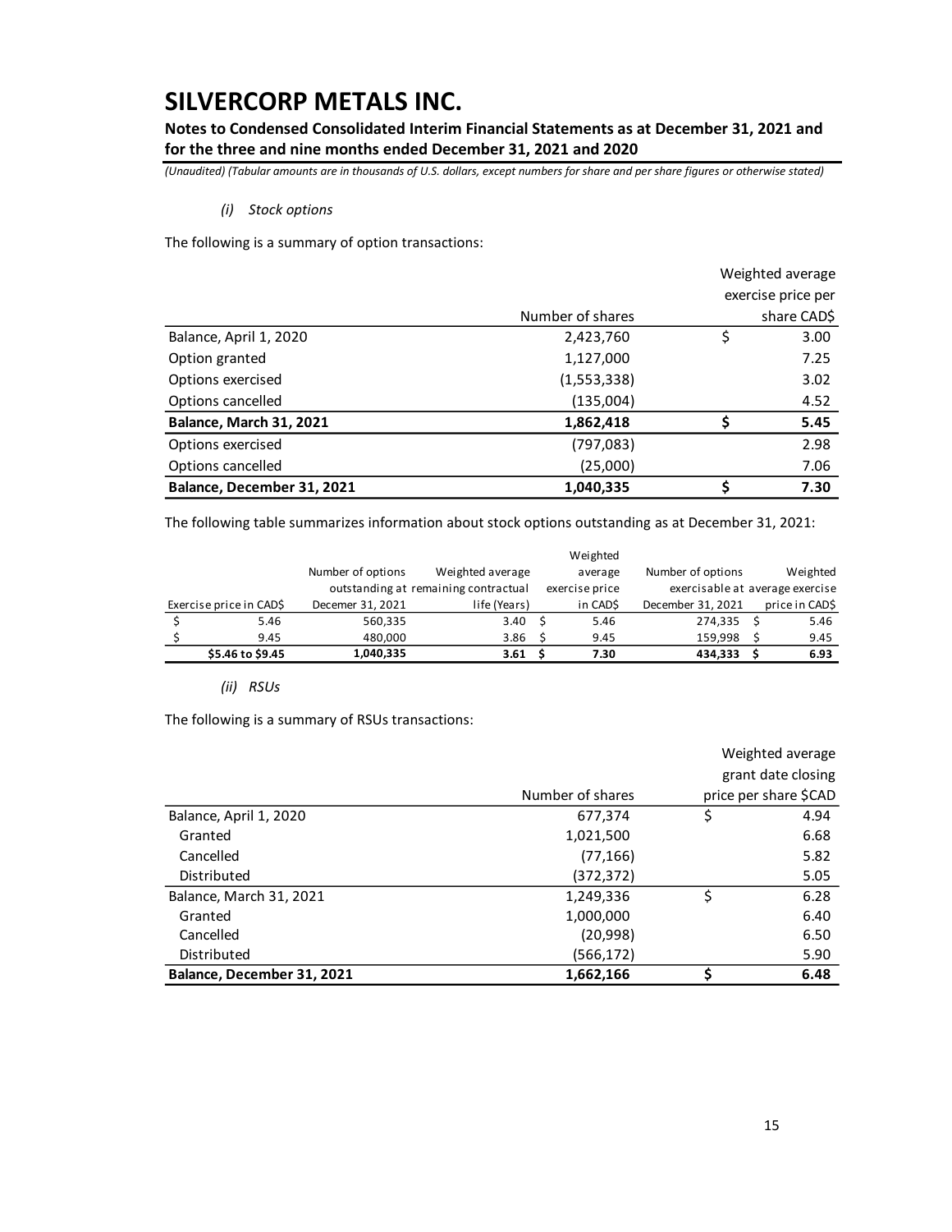*(i) Stock options*

The following is a summary of option transactions:

| | Number of shares | Weighted average exercise price per share CAD$ |
|---|---|---|
| Balance, April 1, 2020 | 2,423,760 | $ 3.00 |
| Option granted | 1,127,000 | 7.25 |
| Options exercised | (1,553,338) | 3.02 |
| Options cancelled | (135,004) | 4.52 |
| **Balance, March 31, 2021** | **1,862,418** | **$ 5.45** |
| Options exercised | (797,083) | 2.98 |
| Options cancelled | (25,000) | 7.06 |
| **Balance, December 31, 2021** | **1,040,335** | **$ 7.30** |

The following table summarizes information about stock options outstanding as at December 31, 2021:

| Exercise price in CAD$ | Number of options outstanding at Decemer 31, 2021 | Weighted average remaining contractual life (Years) | Weighted average exercise price in CAD$ | Number of options exercisable at December 31, 2021 | Weighted average exercise price in CAD$ |
|---|---|---|---|---|---|
| $ 5.46 | 560,335 | 3.40 | $ 5.46 | 274,335 | $ 5.46 |
| $ 9.45 | 480,000 | 3.86 | $ 9.45 | 159,998 | $ 9.45 |
| **$5.46 to $9.45** | **1,040,335** | **3.61** | **$ 7.30** | **434,333** | **$ 6.93** |

*(ii) RSUs*

The following is a summary of RSUs transactions:

| | Number of shares | Weighted average grant date closing price per share $CAD |
|---|---|---|
| Balance, April 1, 2020 | 677,374 | $ 4.94 |
| Granted | 1,021,500 | 6.68 |
| Cancelled | (77,166) | 5.82 |
| Distributed | (372,372) | 5.05 |
| Balance, March 31, 2021 | 1,249,336 | $ 6.28 |
| Granted | 1,000,000 | 6.40 |
| Cancelled | (20,998) | 6.50 |
| Distributed | (566,172) | 5.90 |
| **Balance, December 31, 2021** | **1,662,166** | **$ 6.48** |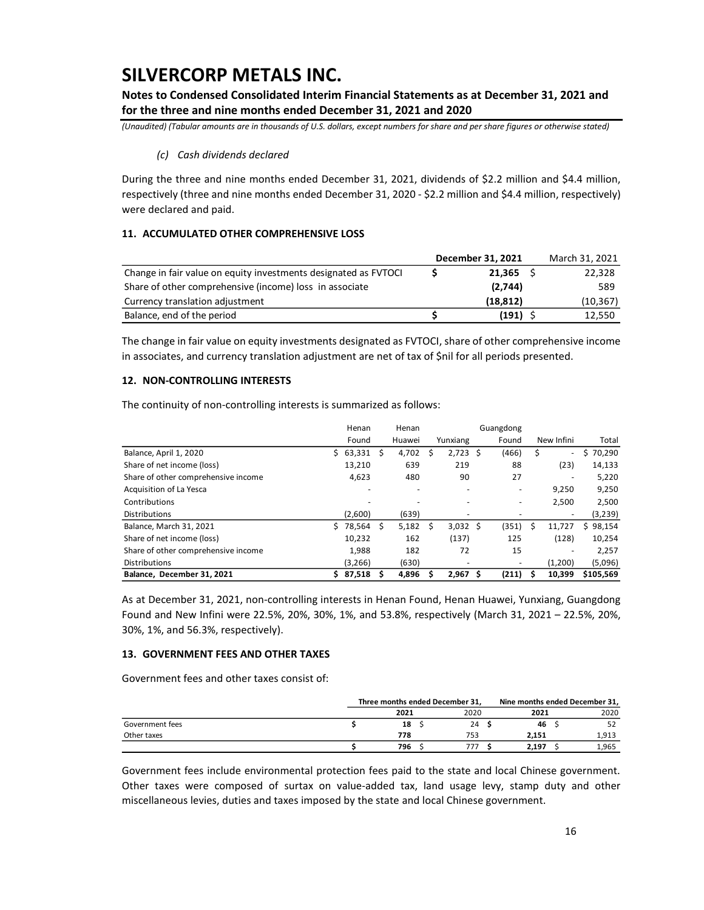*(c) Cash dividends declared*

During the three and nine months ended December 31, 2021, dividends of $2.2 million and $4.4 million, respectively (three and nine months ended December 31, 2020 - $2.2 million and $4.4 million, respectively) were declared and paid.

## 11. ACCUMULATED OTHER COMPREHENSIVE LOSS

| | December 31, 2021 | March 31, 2021 |
|---|---|---|
| Change in fair value on equity investments designated as FVTOCI | $ 21,365 | $ 22,328 |
| Share of other comprehensive (income) loss in associate | (2,744) | 589 |
| Currency translation adjustment | (18,812) | (10,367) |
| Balance, end of the period | $ (191) | $ 12,550 |

The change in fair value on equity investments designated as FVTOCI, share of other comprehensive income in associates, and currency translation adjustment are net of tax of $nil for all periods presented.

## 12. NON-CONTROLLING INTERESTS

The continuity of non-controlling interests is summarized as follows:

| | Henan Found | Henan Huawei | Yunxiang | Guangdong Found | New Infini | Total |
|---|---|---|---|---|---|---|
| Balance, April 1, 2020 | $ 63,331 | $ 4,702 | $ 2,723 | $ (466) | $ - | $ 70,290 |
| Share of net income (loss) | 13,210 | 639 | 219 | 88 | (23) | 14,133 |
| Share of other comprehensive income | 4,623 | 480 | 90 | 27 | - | 5,220 |
| Acquisition of La Yesca | - | - | - | - | 9,250 | 9,250 |
| Contributions | - | - | - | - | 2,500 | 2,500 |
| Distributions | (2,600) | (639) | - | - | - | (3,239) |
| Balance, March 31, 2021 | $ 78,564 | $ 5,182 | $ 3,032 | $ (351) | $ 11,727 | $ 98,154 |
| Share of net income (loss) | 10,232 | 162 | (137) | 125 | (128) | 10,254 |
| Share of other comprehensive income | 1,988 | 182 | 72 | 15 | - | 2,257 |
| Distributions | (3,266) | (630) | - | - | (1,200) | (5,096) |
| **Balance, December 31, 2021** | **$ 87,518** | **$ 4,896** | **$ 2,967** | **$ (211)** | **$ 10,399** | **$105,569** |

As at December 31, 2021, non-controlling interests in Henan Found, Henan Huawei, Yunxiang, Guangdong Found and New Infini were 22.5%, 20%, 30%, 1%, and 53.8%, respectively (March 31, 2021 – 22.5%, 20%, 30%, 1%, and 56.3%, respectively).

## 13. GOVERNMENT FEES AND OTHER TAXES

Government fees and other taxes consist of:

| | Three months ended December 31, | | Nine months ended December 31, | |
|---|---|---|---|---|
| | 2021 | 2020 | 2021 | 2020 |
| Government fees | $ 18 | $ 24 | $ 46 | $ 52 |
| Other taxes | 778 | 753 | 2,151 | 1,913 |
| | $ 796 | $ 777 | $ 2,197 | $ 1,965 |

Government fees include environmental protection fees paid to the state and local Chinese government. Other taxes were composed of surtax on value-added tax, land usage levy, stamp duty and other miscellaneous levies, duties and taxes imposed by the state and local Chinese government.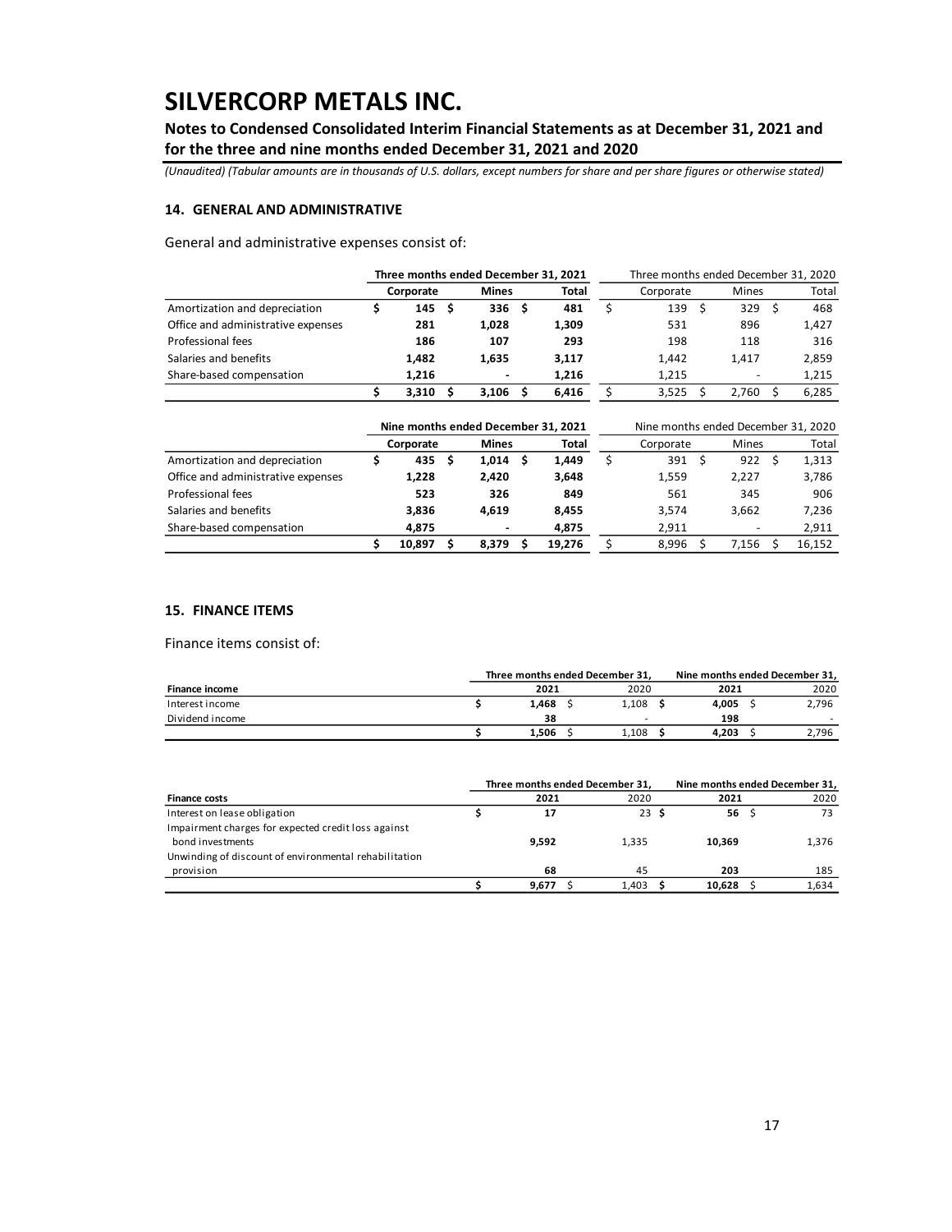# SILVERCORP METALS INC.

**Notes to Condensed Consolidated Interim Financial Statements as at December 31, 2021 and for the three and nine months ended December 31, 2021 and 2020**

*(Unaudited) (Tabular amounts are in thousands of U.S. dollars, except numbers for share and per share figures or otherwise stated)*

### 14. GENERAL AND ADMINISTRATIVE

General and administrative expenses consist of:

| | **Three months ended December 31, 2021** | | | Three months ended December 31, 2020 | | |
|---|---|---|---|---|---|---|
| | **Corporate** | **Mines** | **Total** | Corporate | Mines | Total |
| Amortization and depreciation | **$ 145** | **$ 336** | **$ 481** | $ 139 | $ 329 | $ 468 |
| Office and administrative expenses | **281** | **1,028** | **1,309** | 531 | 896 | 1,427 |
| Professional fees | **186** | **107** | **293** | 198 | 118 | 316 |
| Salaries and benefits | **1,482** | **1,635** | **3,117** | 1,442 | 1,417 | 2,859 |
| Share-based compensation | **1,216** | **-** | **1,216** | 1,215 | - | 1,215 |
| | **$ 3,310** | **$ 3,106** | **$ 6,416** | $ 3,525 | $ 2,760 | $ 6,285 |

| | **Nine months ended December 31, 2021** | | | Nine months ended December 31, 2020 | | |
|---|---|---|---|---|---|---|
| | **Corporate** | **Mines** | **Total** | Corporate | Mines | Total |
| Amortization and depreciation | **$ 435** | **$ 1,014** | **$ 1,449** | $ 391 | $ 922 | $ 1,313 |
| Office and administrative expenses | **1,228** | **2,420** | **3,648** | 1,559 | 2,227 | 3,786 |
| Professional fees | **523** | **326** | **849** | 561 | 345 | 906 |
| Salaries and benefits | **3,836** | **4,619** | **8,455** | 3,574 | 3,662 | 7,236 |
| Share-based compensation | **4,875** | **-** | **4,875** | 2,911 | - | 2,911 |
| | **$ 10,897** | **$ 8,379** | **$ 19,276** | $ 8,996 | $ 7,156 | $ 16,152 |

### 15. FINANCE ITEMS

Finance items consist of:

| | **Three months ended December 31,** | | **Nine months ended December 31,** | |
|---|---|---|---|---|
| **Finance income** | **2021** | 2020 | **2021** | 2020 |
| Interest income | **$ 1,468** | $ 1,108 | **$ 4,005** | $ 2,796 |
| Dividend income | **38** | - | **198** | - |
| | **$ 1,506** | $ 1,108 | **$ 4,203** | $ 2,796 |

| | **Three months ended December 31,** | | **Nine months ended December 31,** | |
|---|---|---|---|---|
| **Finance costs** | **2021** | 2020 | **2021** | 2020 |
| Interest on lease obligation | **$ 17** | 23 | **$ 56** | $ 73 |
| Impairment charges for expected credit loss against bond investments | **9,592** | 1,335 | **10,369** | 1,376 |
| Unwinding of discount of environmental rehabilitation provision | **68** | 45 | **203** | 185 |
| | **$ 9,677** | $ 1,403 | **$ 10,628** | $ 1,634 |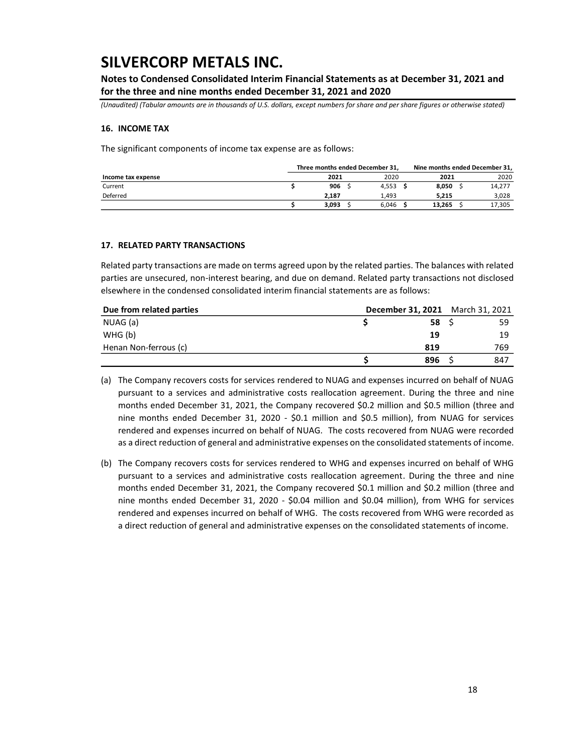# SILVERCORP METALS INC.

**Notes to Condensed Consolidated Interim Financial Statements as at December 31, 2021 and for the three and nine months ended December 31, 2021 and 2020**

*(Unaudited) (Tabular amounts are in thousands of U.S. dollars, except numbers for share and per share figures or otherwise stated)*

### 16. INCOME TAX

The significant components of income tax expense are as follows:

| | Three months ended December 31, | | Nine months ended December 31, | |
|---|---|---|---|---|
| **Income tax expense** | **2021** | 2020 | **2021** | 2020 |
| Current | **$ 906** | $ 4,553 | **$ 8,050** | $ 14,277 |
| Deferred | **2,187** | 1,493 | **5,215** | 3,028 |
| | **$ 3,093** | $ 6,046 | **$ 13,265** | $ 17,305 |

### 17. RELATED PARTY TRANSACTIONS

Related party transactions are made on terms agreed upon by the related parties. The balances with related parties are unsecured, non-interest bearing, and due on demand. Related party transactions not disclosed elsewhere in the condensed consolidated interim financial statements are as follows:

| Due from related parties | December 31, 2021 | March 31, 2021 |
|---|---|---|
| NUAG (a) | **$ 58** | $ 59 |
| WHG (b) | **19** | 19 |
| Henan Non-ferrous (c) | **819** | 769 |
| | **$ 896** | $ 847 |

(a) The Company recovers costs for services rendered to NUAG and expenses incurred on behalf of NUAG pursuant to a services and administrative costs reallocation agreement. During the three and nine months ended December 31, 2021, the Company recovered $0.2 million and $0.5 million (three and nine months ended December 31, 2020 - $0.1 million and $0.5 million), from NUAG for services rendered and expenses incurred on behalf of NUAG. The costs recovered from NUAG were recorded as a direct reduction of general and administrative expenses on the consolidated statements of income.

(b) The Company recovers costs for services rendered to WHG and expenses incurred on behalf of WHG pursuant to a services and administrative costs reallocation agreement. During the three and nine months ended December 31, 2021, the Company recovered $0.1 million and $0.2 million (three and nine months ended December 31, 2020 - $0.04 million and $0.04 million), from WHG for services rendered and expenses incurred on behalf of WHG. The costs recovered from WHG were recorded as a direct reduction of general and administrative expenses on the consolidated statements of income.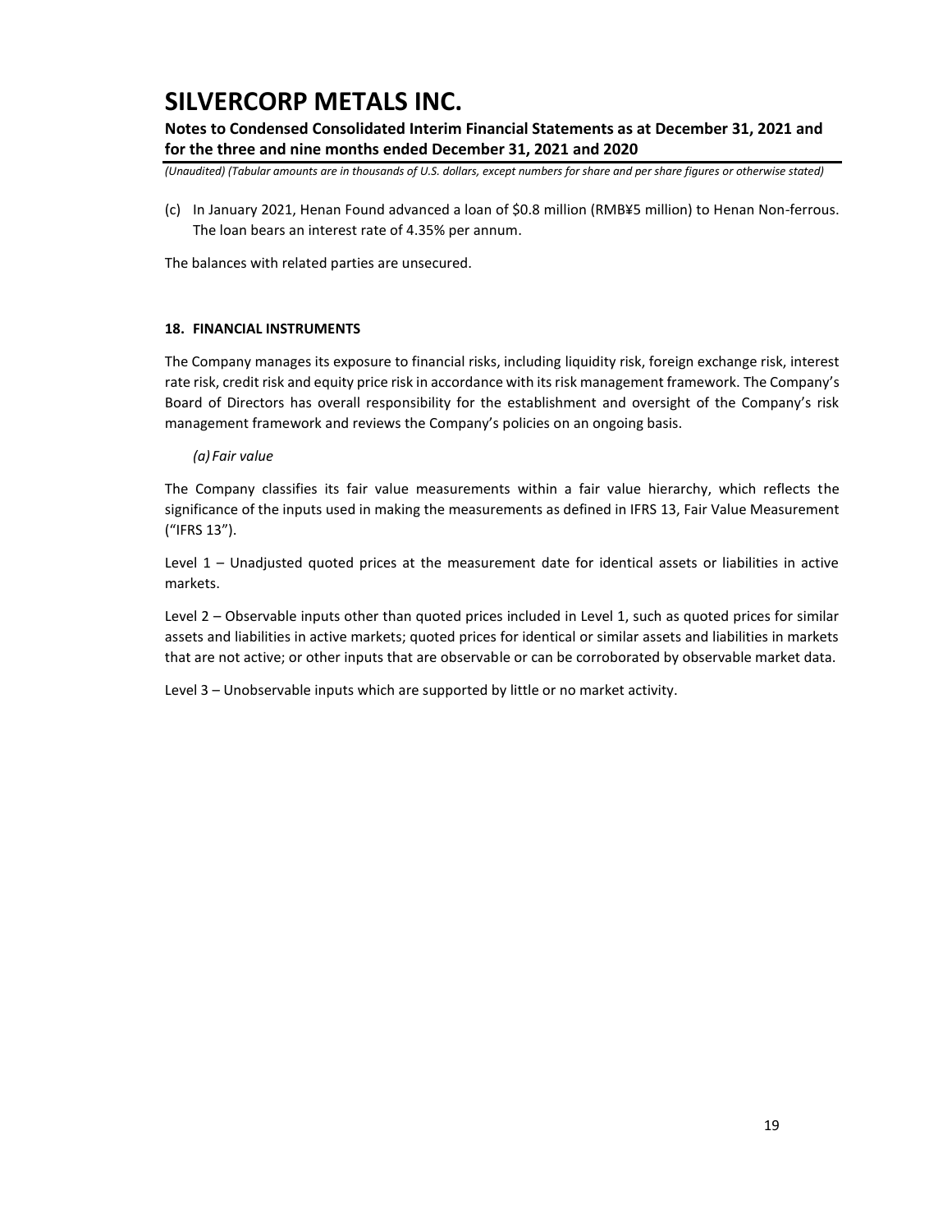(c) In January 2021, Henan Found advanced a loan of $0.8 million (RMB¥5 million) to Henan Non-ferrous. The loan bears an interest rate of 4.35% per annum.

The balances with related parties are unsecured.

## 18. FINANCIAL INSTRUMENTS

The Company manages its exposure to financial risks, including liquidity risk, foreign exchange risk, interest rate risk, credit risk and equity price risk in accordance with its risk management framework. The Company's Board of Directors has overall responsibility for the establishment and oversight of the Company's risk management framework and reviews the Company's policies on an ongoing basis.

*(a) Fair value*

The Company classifies its fair value measurements within a fair value hierarchy, which reflects the significance of the inputs used in making the measurements as defined in IFRS 13, Fair Value Measurement ("IFRS 13").

Level 1 – Unadjusted quoted prices at the measurement date for identical assets or liabilities in active markets.

Level 2 – Observable inputs other than quoted prices included in Level 1, such as quoted prices for similar assets and liabilities in active markets; quoted prices for identical or similar assets and liabilities in markets that are not active; or other inputs that are observable or can be corroborated by observable market data.

Level 3 – Unobservable inputs which are supported by little or no market activity.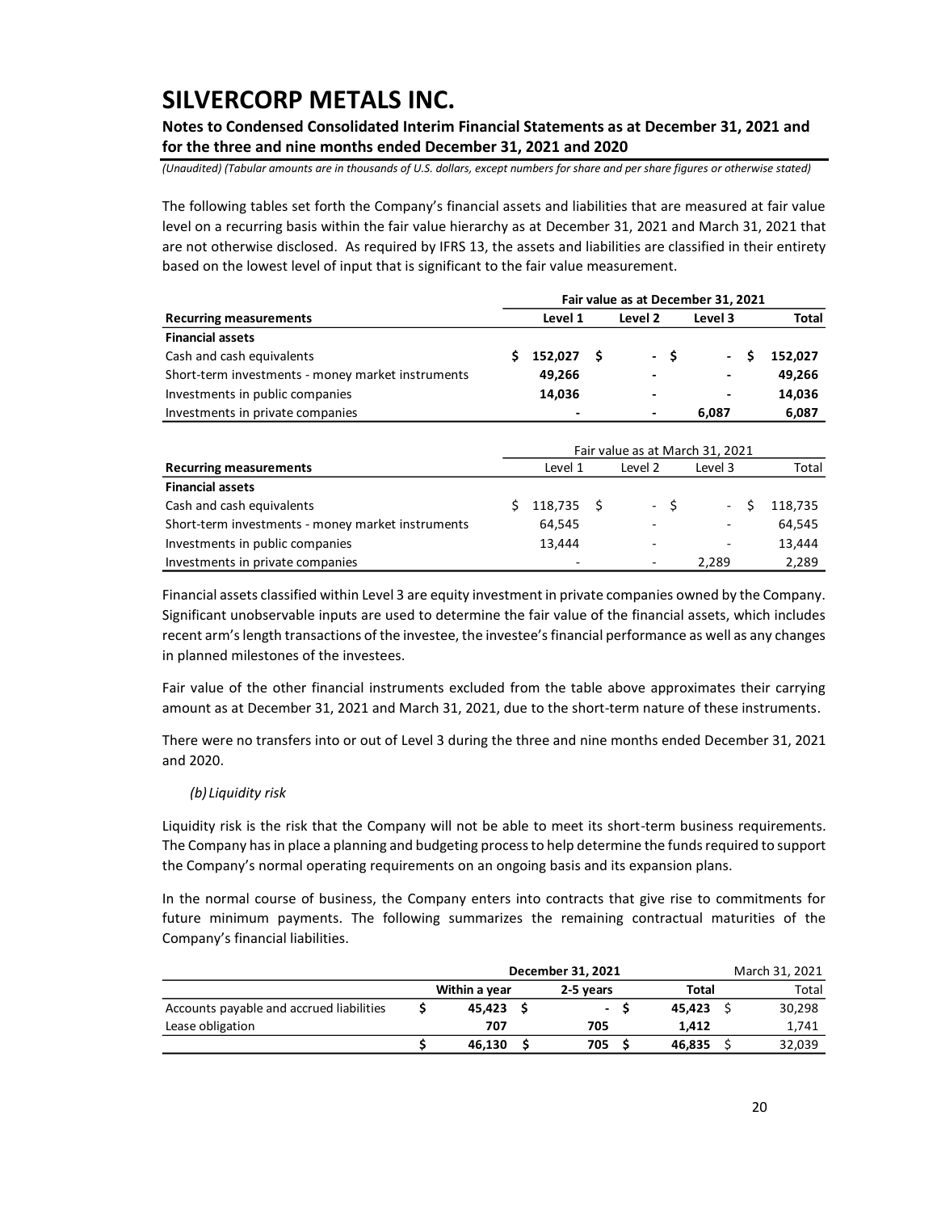The following tables set forth the Company's financial assets and liabilities that are measured at fair value level on a recurring basis within the fair value hierarchy as at December 31, 2021 and March 31, 2021 that are not otherwise disclosed. As required by IFRS 13, the assets and liabilities are classified in their entirety based on the lowest level of input that is significant to the fair value measurement.

| | **Fair value as at December 31, 2021** | | | |
|---|---|---|---|---|
| **Recurring measurements** | **Level 1** | **Level 2** | **Level 3** | **Total** |
| **Financial assets** | | | | |
| Cash and cash equivalents | **$ 152,027** | **$ -** | **$ -** | **$ 152,027** |
| Short-term investments - money market instruments | **49,266** | **-** | **-** | **49,266** |
| Investments in public companies | **14,036** | **-** | **-** | **14,036** |
| Investments in private companies | **-** | **-** | **6,087** | **6,087** |

| | Fair value as at March 31, 2021 | | | |
|---|---|---|---|---|
| **Recurring measurements** | Level 1 | Level 2 | Level 3 | Total |
| **Financial assets** | | | | |
| Cash and cash equivalents | $ 118,735 | $ - | $ - | $ 118,735 |
| Short-term investments - money market instruments | 64,545 | - | - | 64,545 |
| Investments in public companies | 13,444 | - | - | 13,444 |
| Investments in private companies | - | - | 2,289 | 2,289 |

Financial assets classified within Level 3 are equity investment in private companies owned by the Company. Significant unobservable inputs are used to determine the fair value of the financial assets, which includes recent arm's length transactions of the investee, the investee's financial performance as well as any changes in planned milestones of the investees.

Fair value of the other financial instruments excluded from the table above approximates their carrying amount as at December 31, 2021 and March 31, 2021, due to the short-term nature of these instruments.

There were no transfers into or out of Level 3 during the three and nine months ended December 31, 2021 and 2020.

*(b) Liquidity risk*

Liquidity risk is the risk that the Company will not be able to meet its short-term business requirements. The Company has in place a planning and budgeting process to help determine the funds required to support the Company's normal operating requirements on an ongoing basis and its expansion plans.

In the normal course of business, the Company enters into contracts that give rise to commitments for future minimum payments. The following summarizes the remaining contractual maturities of the Company's financial liabilities.

| | **December 31, 2021** | | | March 31, 2021 |
|---|---|---|---|---|
| | **Within a year** | **2-5 years** | **Total** | Total |
| Accounts payable and accrued liabilities | **$ 45,423** | **$ -** | **$ 45,423** | $ 30,298 |
| Lease obligation | **707** | **705** | **1,412** | 1,741 |
| | **$ 46,130** | **$ 705** | **$ 46,835** | $ 32,039 |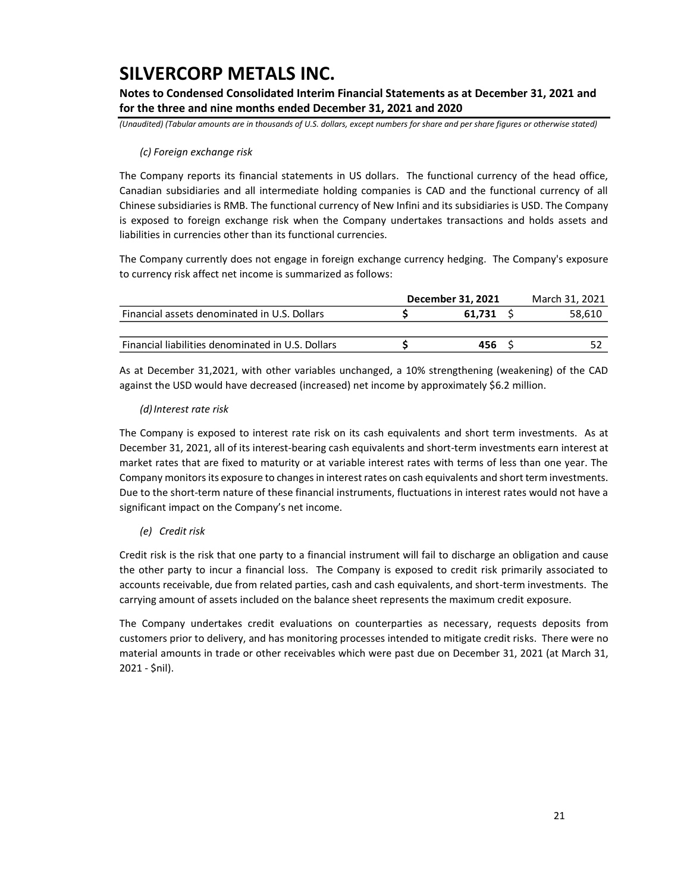*(c) Foreign exchange risk*

The Company reports its financial statements in US dollars. The functional currency of the head office, Canadian subsidiaries and all intermediate holding companies is CAD and the functional currency of all Chinese subsidiaries is RMB. The functional currency of New Infini and its subsidiaries is USD. The Company is exposed to foreign exchange risk when the Company undertakes transactions and holds assets and liabilities in currencies other than its functional currencies.

The Company currently does not engage in foreign exchange currency hedging. The Company's exposure to currency risk affect net income is summarized as follows:

| | **December 31, 2021** | March 31, 2021 |
|---|---|---|
| Financial assets denominated in U.S. Dollars | **$ 61,731** | $ 58,610 |
| Financial liabilities denominated in U.S. Dollars | **$ 456** | $ 52 |

As at December 31,2021, with other variables unchanged, a 10% strengthening (weakening) of the CAD against the USD would have decreased (increased) net income by approximately $6.2 million.

*(d) Interest rate risk*

The Company is exposed to interest rate risk on its cash equivalents and short term investments. As at December 31, 2021, all of its interest-bearing cash equivalents and short-term investments earn interest at market rates that are fixed to maturity or at variable interest rates with terms of less than one year. The Company monitors its exposure to changes in interest rates on cash equivalents and short term investments. Due to the short-term nature of these financial instruments, fluctuations in interest rates would not have a significant impact on the Company's net income.

*(e) Credit risk*

Credit risk is the risk that one party to a financial instrument will fail to discharge an obligation and cause the other party to incur a financial loss. The Company is exposed to credit risk primarily associated to accounts receivable, due from related parties, cash and cash equivalents, and short-term investments. The carrying amount of assets included on the balance sheet represents the maximum credit exposure.

The Company undertakes credit evaluations on counterparties as necessary, requests deposits from customers prior to delivery, and has monitoring processes intended to mitigate credit risks. There were no material amounts in trade or other receivables which were past due on December 31, 2021 (at March 31, 2021 - $nil).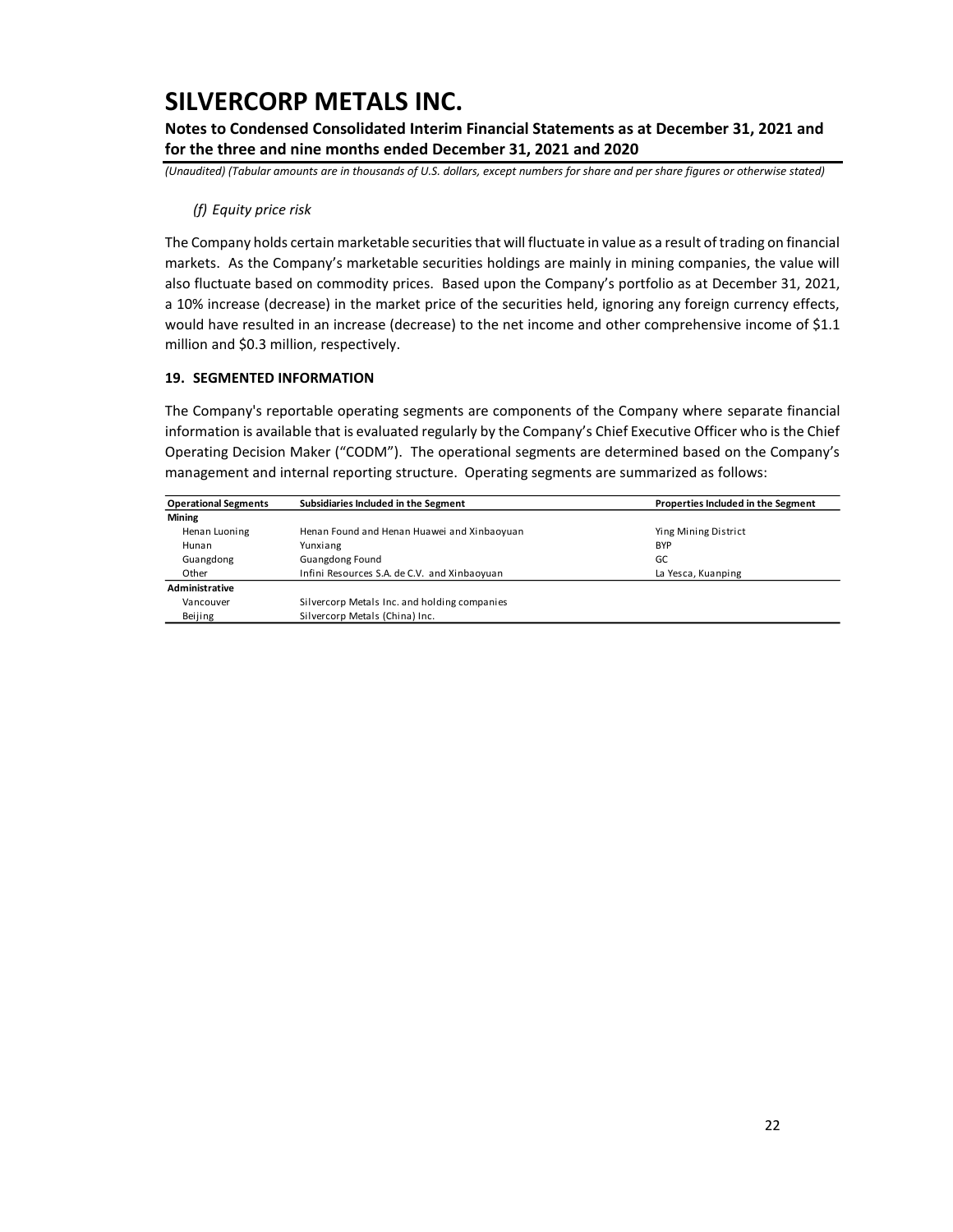*(f) Equity price risk*

The Company holds certain marketable securities that will fluctuate in value as a result of trading on financial markets. As the Company's marketable securities holdings are mainly in mining companies, the value will also fluctuate based on commodity prices. Based upon the Company's portfolio as at December 31, 2021, a 10% increase (decrease) in the market price of the securities held, ignoring any foreign currency effects, would have resulted in an increase (decrease) to the net income and other comprehensive income of $1.1 million and $0.3 million, respectively.

## 19. SEGMENTED INFORMATION

The Company's reportable operating segments are components of the Company where separate financial information is available that is evaluated regularly by the Company's Chief Executive Officer who is the Chief Operating Decision Maker ("CODM"). The operational segments are determined based on the Company's management and internal reporting structure. Operating segments are summarized as follows:

| Operational Segments | Subsidiaries Included in the Segment | Properties Included in the Segment |
|---|---|---|
| **Mining** | | |
| Henan Luoning | Henan Found and Henan Huawei and Xinbaoyuan | Ying Mining District |
| Hunan | Yunxiang | BYP |
| Guangdong | Guangdong Found | GC |
| Other | Infini Resources S.A. de C.V. and Xinbaoyuan | La Yesca, Kuanping |
| **Administrative** | | |
| Vancouver | Silvercorp Metals Inc. and holding companies | |
| Beijing | Silvercorp Metals (China) Inc. | |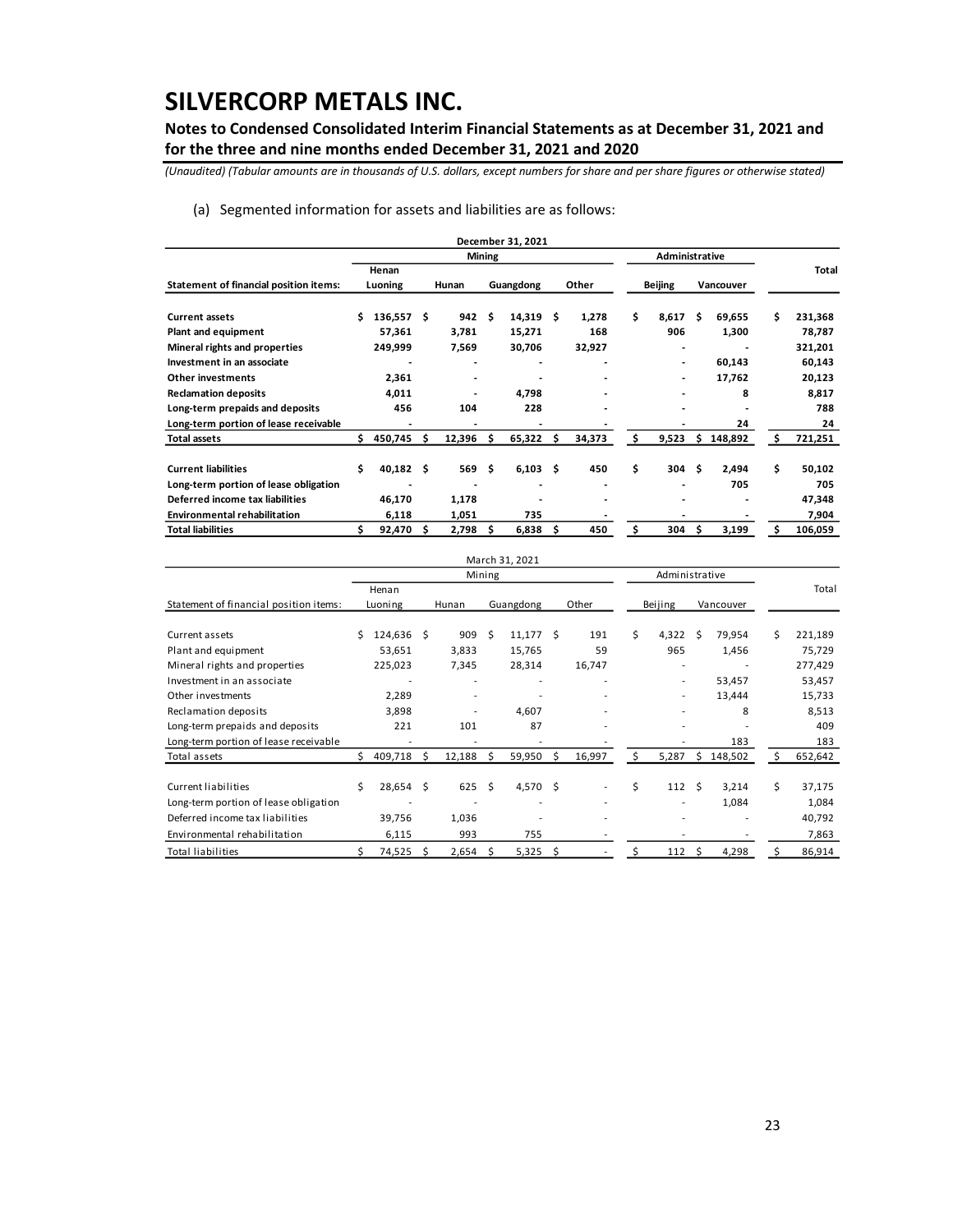# SILVERCORP METALS INC.

**Notes to Condensed Consolidated Interim Financial Statements as at December 31, 2021 and for the three and nine months ended December 31, 2021 and 2020**

*(Unaudited) (Tabular amounts are in thousands of U.S. dollars, except numbers for share and per share figures or otherwise stated)*

(a) Segmented information for assets and liabilities are as follows:

| | December 31, 2021 | | | | | | |
|---|---|---|---|---|---|---|---|
| | Mining | | | | Administrative | | Total |
| **Statement of financial position items:** | **Henan Luoning** | **Hunan** | **Guangdong** | **Other** | **Beijing** | **Vancouver** | |
| **Current assets** | **$ 136,557** | **$ 942** | **$ 14,319** | **$ 1,278** | **$ 8,617** | **$ 69,655** | **$ 231,368** |
| **Plant and equipment** | **57,361** | **3,781** | **15,271** | **168** | **906** | **1,300** | **78,787** |
| **Mineral rights and properties** | **249,999** | **7,569** | **30,706** | **32,927** | **-** | **-** | **321,201** |
| **Investment in an associate** | **-** | **-** | **-** | **-** | **-** | **60,143** | **60,143** |
| **Other investments** | **2,361** | **-** | **-** | **-** | **-** | **17,762** | **20,123** |
| **Reclamation deposits** | **4,011** | **-** | **4,798** | **-** | **-** | **8** | **8,817** |
| **Long-term prepaids and deposits** | **456** | **104** | **228** | **-** | **-** | **-** | **788** |
| **Long-term portion of lease receivable** | **-** | **-** | **-** | **-** | **-** | **24** | **24** |
| **Total assets** | **$ 450,745** | **$ 12,396** | **$ 65,322** | **$ 34,373** | **$ 9,523** | **$ 148,892** | **$ 721,251** |
| | | | | | | | |
| **Current liabilities** | **$ 40,182** | **$ 569** | **$ 6,103** | **$ 450** | **$ 304** | **$ 2,494** | **$ 50,102** |
| **Long-term portion of lease obligation** | **-** | **-** | **-** | **-** | **-** | **705** | **705** |
| **Deferred income tax liabilities** | **46,170** | **1,178** | **-** | **-** | **-** | **-** | **47,348** |
| **Environmental rehabilitation** | **6,118** | **1,051** | **735** | **-** | **-** | **-** | **7,904** |
| **Total liabilities** | **$ 92,470** | **$ 2,798** | **$ 6,838** | **$ 450** | **$ 304** | **$ 3,199** | **$ 106,059** |

| | March 31, 2021 | | | | | | |
|---|---|---|---|---|---|---|---|
| | Mining | | | | Administrative | | Total |
| Statement of financial position items: | Henan Luoning | Hunan | Guangdong | Other | Beijing | Vancouver | |
| Current assets | $ 124,636 | $ 909 | $ 11,177 | $ 191 | $ 4,322 | $ 79,954 | $ 221,189 |
| Plant and equipment | 53,651 | 3,833 | 15,765 | 59 | 965 | 1,456 | 75,729 |
| Mineral rights and properties | 225,023 | 7,345 | 28,314 | 16,747 | - | - | 277,429 |
| Investment in an associate | - | - | - | - | - | 53,457 | 53,457 |
| Other investments | 2,289 | - | - | - | - | 13,444 | 15,733 |
| Reclamation deposits | 3,898 | - | 4,607 | - | - | 8 | 8,513 |
| Long-term prepaids and deposits | 221 | 101 | 87 | - | - | - | 409 |
| Long-term portion of lease receivable | - | - | - | - | - | 183 | 183 |
| Total assets | $ 409,718 | $ 12,188 | $ 59,950 | $ 16,997 | $ 5,287 | $ 148,502 | $ 652,642 |
| | | | | | | | |
| Current liabilities | $ 28,654 | $ 625 | $ 4,570 | $ - | $ 112 | $ 3,214 | $ 37,175 |
| Long-term portion of lease obligation | - | - | - | - | - | 1,084 | 1,084 |
| Deferred income tax liabilities | 39,756 | 1,036 | - | - | - | - | 40,792 |
| Environmental rehabilitation | 6,115 | 993 | 755 | - | - | - | 7,863 |
| Total liabilities | $ 74,525 | $ 2,654 | $ 5,325 | $ - | $ 112 | $ 4,298 | $ 86,914 |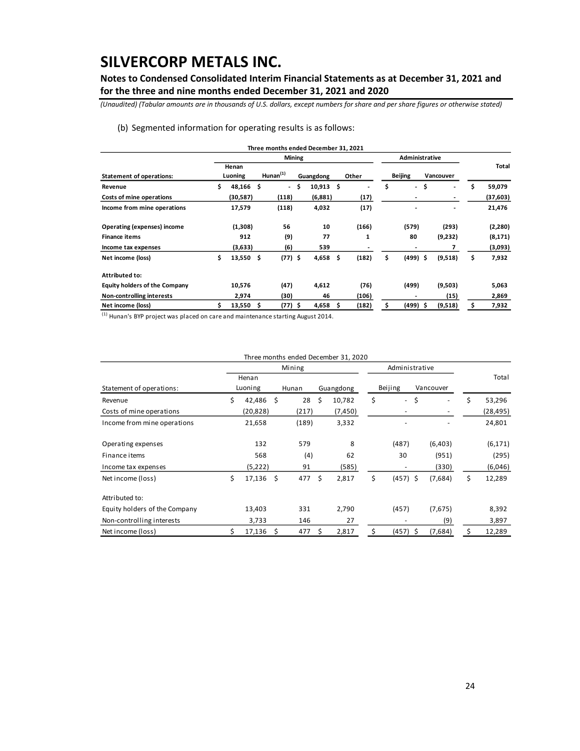# SILVERCORP METALS INC.

## Notes to Condensed Consolidated Interim Financial Statements as at December 31, 2021 and for the three and nine months ended December 31, 2021 and 2020

*(Unaudited) (Tabular amounts are in thousands of U.S. dollars, except numbers for share and per share figures or otherwise stated)*

(b) Segmented information for operating results is as follows:

| | Three months ended December 31, 2021 | | | | | | |
|---|---|---|---|---|---|---|---|
| | Mining | | | | Administrative | | |
| **Statement of operations:** | **Henan Luoning** | **Hunan[1]** | **Guangdong** | **Other** | **Beijing** | **Vancouver** | **Total** |
| **Revenue** | **$ 48,166** | **$ -** | **$ 10,913** | **$ -** | **$ -** | **$ -** | **$ 59,079** |
| **Costs of mine operations** | **(30,587)** | **(118)** | **(6,881)** | **(17)** | **-** | **-** | **(37,603)** |
| **Income from mine operations** | **17,579** | **(118)** | **4,032** | **(17)** | **-** | **-** | **21,476** |
| **Operating (expenses) income** | **(1,308)** | **56** | **10** | **(166)** | **(579)** | **(293)** | **(2,280)** |
| **Finance items** | **912** | **(9)** | **77** | **1** | **80** | **(9,232)** | **(8,171)** |
| **Income tax expenses** | **(3,633)** | **(6)** | **539** | **-** | **-** | **7** | **(3,093)** |
| **Net income (loss)** | **$ 13,550** | **$ (77)** | **$ 4,658** | **$ (182)** | **$ (499)** | **$ (9,518)** | **$ 7,932** |
| **Attributed to:** | | | | | | | |
| **Equity holders of the Company** | **10,576** | **(47)** | **4,612** | **(76)** | **(499)** | **(9,503)** | **5,063** |
| **Non-controlling interests** | **2,974** | **(30)** | **46** | **(106)** | **-** | **(15)** | **2,869** |
| **Net income (loss)** | **$ 13,550** | **$ (77)** | **$ 4,658** | **$ (182)** | **$ (499)** | **$ (9,518)** | **$ 7,932** |

[1] Hunan's BYP project was placed on care and maintenance starting August 2014.

| | Three months ended December 31, 2020 | | | | | |
|---|---|---|---|---|---|---|
| | Mining | | | Administrative | | |
| Statement of operations: | Henan Luoning | Hunan | Guangdong | Beijing | Vancouver | Total |
| Revenue | $ 42,486 | $ 28 | $ 10,782 | $ - | $ - | $ 53,296 |
| Costs of mine operations | (20,828) | (217) | (7,450) | - | - | (28,495) |
| Income from mine operations | 21,658 | (189) | 3,332 | - | - | 24,801 |
| Operating expenses | 132 | 579 | 8 | (487) | (6,403) | (6,171) |
| Finance items | 568 | (4) | 62 | 30 | (951) | (295) |
| Income tax expenses | (5,222) | 91 | (585) | - | (330) | (6,046) |
| Net income (loss) | $ 17,136 | $ 477 | $ 2,817 | $ (457) | $ (7,684) | $ 12,289 |
| Attributed to: | | | | | | |
| Equity holders of the Company | 13,403 | 331 | 2,790 | (457) | (7,675) | 8,392 |
| Non-controlling interests | 3,733 | 146 | 27 | - | (9) | 3,897 |
| Net income (loss) | $ 17,136 | $ 477 | $ 2,817 | $ (457) | $ (7,684) | $ 12,289 |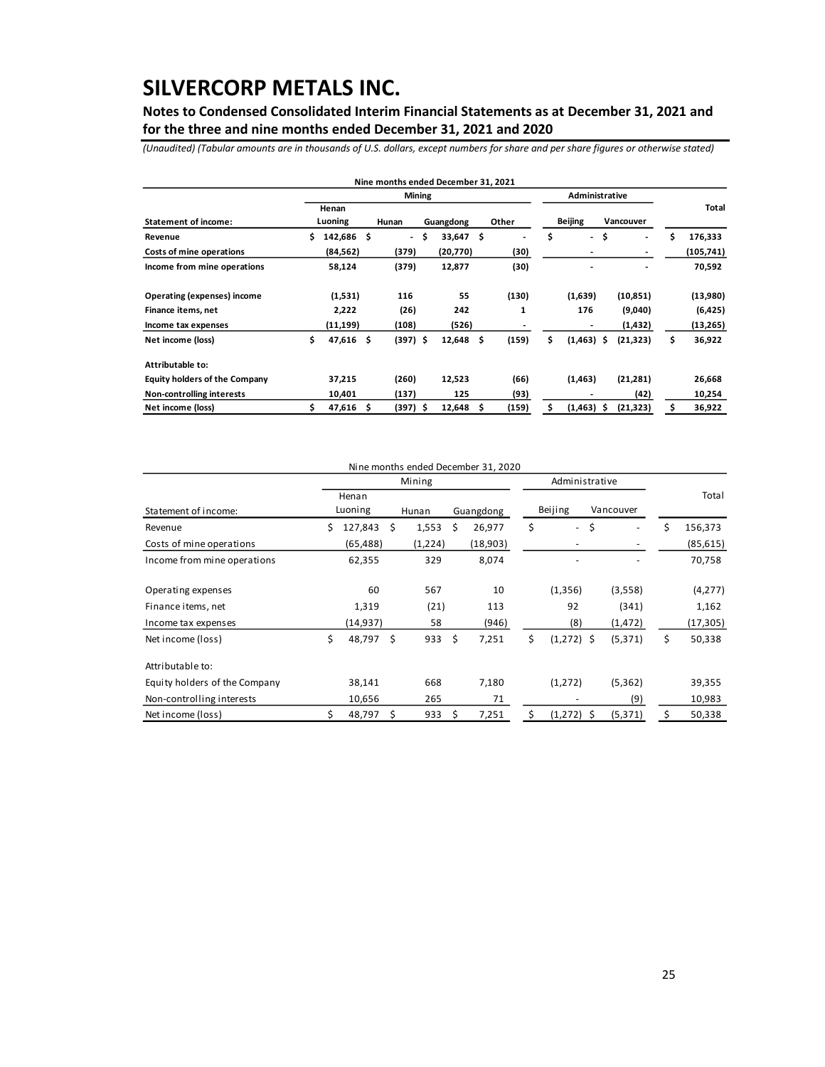# SILVERCORP METALS INC.

## Notes to Condensed Consolidated Interim Financial Statements as at December 31, 2021 and for the three and nine months ended December 31, 2021 and 2020

*(Unaudited) (Tabular amounts are in thousands of U.S. dollars, except numbers for share and per share figures or otherwise stated)*

| | Nine months ended December 31, 2021 | | | | | | |
|---|---|---|---|---|---|---|---|
| | Mining | | | | Administrative | | |
| **Statement of income:** | **Henan Luoning** | **Hunan** | **Guangdong** | **Other** | **Beijing** | **Vancouver** | **Total** |
| **Revenue** | $ 142,686 | $ - | $ 33,647 | $ - | $ - | $ - | $ 176,333 |
| **Costs of mine operations** | (84,562) | (379) | (20,770) | (30) | - | - | (105,741) |
| **Income from mine operations** | 58,124 | (379) | 12,877 | (30) | - | - | 70,592 |
| | | | | | | | |
| **Operating (expenses) income** | (1,531) | 116 | 55 | (130) | (1,639) | (10,851) | (13,980) |
| **Finance items, net** | 2,222 | (26) | 242 | 1 | 176 | (9,040) | (6,425) |
| **Income tax expenses** | (11,199) | (108) | (526) | - | - | (1,432) | (13,265) |
| **Net income (loss)** | $ 47,616 | $ (397) | $ 12,648 | $ (159) | $ (1,463) | $ (21,323) | $ 36,922 |
| | | | | | | | |
| **Attributable to:** | | | | | | | |
| **Equity holders of the Company** | 37,215 | (260) | 12,523 | (66) | (1,463) | (21,281) | 26,668 |
| **Non-controlling interests** | 10,401 | (137) | 125 | (93) | - | (42) | 10,254 |
| **Net income (loss)** | $ 47,616 | $ (397) | $ 12,648 | $ (159) | $ (1,463) | $ (21,323) | $ 36,922 |

| | Nine months ended December 31, 2020 | | | | | |
|---|---|---|---|---|---|---|
| | Mining | | | Administrative | | |
| Statement of income: | Henan Luoning | Hunan | Guangdong | Beijing | Vancouver | Total |
| Revenue | $ 127,843 | $ 1,553 | $ 26,977 | $ - | $ - | $ 156,373 |
| Costs of mine operations | (65,488) | (1,224) | (18,903) | - | - | (85,615) |
| Income from mine operations | 62,355 | 329 | 8,074 | - | - | 70,758 |
| | | | | | | |
| Operating expenses | 60 | 567 | 10 | (1,356) | (3,558) | (4,277) |
| Finance items, net | 1,319 | (21) | 113 | 92 | (341) | 1,162 |
| Income tax expenses | (14,937) | 58 | (946) | (8) | (1,472) | (17,305) |
| Net income (loss) | $ 48,797 | $ 933 | $ 7,251 | $ (1,272) | $ (5,371) | $ 50,338 |
| | | | | | | |
| Attributable to: | | | | | | |
| Equity holders of the Company | 38,141 | 668 | 7,180 | (1,272) | (5,362) | 39,355 |
| Non-controlling interests | 10,656 | 265 | 71 | - | (9) | 10,983 |
| Net income (loss) | $ 48,797 | $ 933 | $ 7,251 | $ (1,272) | $ (5,371) | $ 50,338 |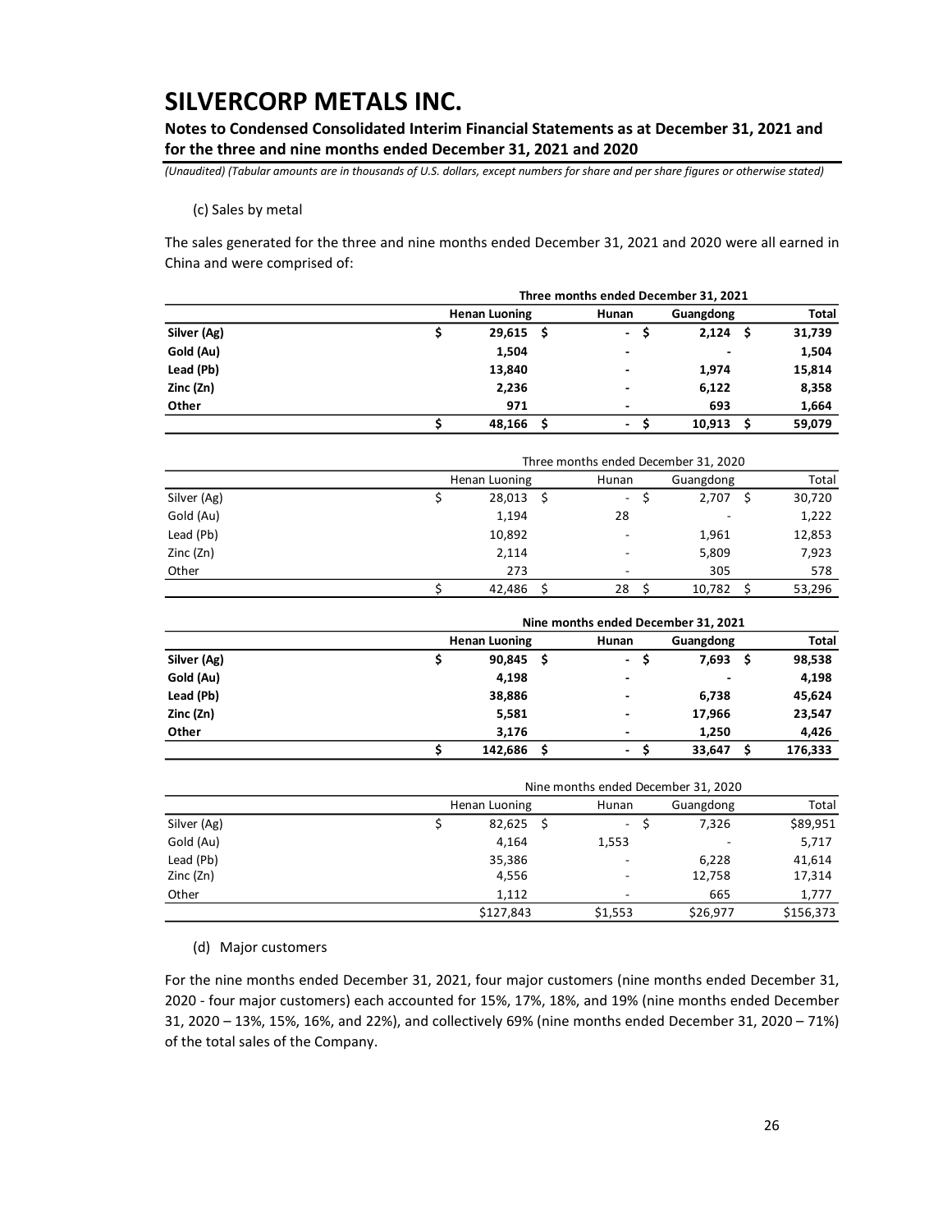# SILVERCORP METALS INC.

## Notes to Condensed Consolidated Interim Financial Statements as at December 31, 2021 and for the three and nine months ended December 31, 2021 and 2020

*(Unaudited) (Tabular amounts are in thousands of U.S. dollars, except numbers for share and per share figures or otherwise stated)*

(c) Sales by metal

The sales generated for the three and nine months ended December 31, 2021 and 2020 were all earned in China and were comprised of:

| | Three months ended December 31, 2021 | | | |
|---|---|---|---|---|
| | **Henan Luoning** | **Hunan** | **Guangdong** | **Total** |
| **Silver (Ag)** | **$ 29,615** | **$ -** | **$ 2,124** | **$ 31,739** |
| **Gold (Au)** | **1,504** | **-** | **-** | **1,504** |
| **Lead (Pb)** | **13,840** | **-** | **1,974** | **15,814** |
| **Zinc (Zn)** | **2,236** | **-** | **6,122** | **8,358** |
| **Other** | **971** | **-** | **693** | **1,664** |
| | **$ 48,166** | **$ -** | **$ 10,913** | **$ 59,079** |

| | Three months ended December 31, 2020 | | | |
|---|---|---|---|---|
| | Henan Luoning | Hunan | Guangdong | Total |
| Silver (Ag) | $ 28,013 | $ - | $ 2,707 | $ 30,720 |
| Gold (Au) | 1,194 | 28 | - | 1,222 |
| Lead (Pb) | 10,892 | - | 1,961 | 12,853 |
| Zinc (Zn) | 2,114 | - | 5,809 | 7,923 |
| Other | 273 | - | 305 | 578 |
| | $ 42,486 | $ 28 | $ 10,782 | $ 53,296 |

| | Nine months ended December 31, 2021 | | | |
|---|---|---|---|---|
| | **Henan Luoning** | **Hunan** | **Guangdong** | **Total** |
| **Silver (Ag)** | **$ 90,845** | **$ -** | **$ 7,693** | **$ 98,538** |
| **Gold (Au)** | **4,198** | **-** | **-** | **4,198** |
| **Lead (Pb)** | **38,886** | **-** | **6,738** | **45,624** |
| **Zinc (Zn)** | **5,581** | **-** | **17,966** | **23,547** |
| **Other** | **3,176** | **-** | **1,250** | **4,426** |
| | **$ 142,686** | **$ -** | **$ 33,647** | **$ 176,333** |

| | Nine months ended December 31, 2020 | | | |
|---|---|---|---|---|
| | Henan Luoning | Hunan | Guangdong | Total |
| Silver (Ag) | $ 82,625 | $ - | $ 7,326 | $89,951 |
| Gold (Au) | 4,164 | 1,553 | - | 5,717 |
| Lead (Pb) | 35,386 | - | 6,228 | 41,614 |
| Zinc (Zn) | 4,556 | - | 12,758 | 17,314 |
| Other | 1,112 | - | 665 | 1,777 |
| | $127,843 | $1,553 | $26,977 | $156,373 |

(d) Major customers

For the nine months ended December 31, 2021, four major customers (nine months ended December 31, 2020 - four major customers) each accounted for 15%, 17%, 18%, and 19% (nine months ended December 31, 2020 – 13%, 15%, 16%, and 22%), and collectively 69% (nine months ended December 31, 2020 – 71%) of the total sales of the Company.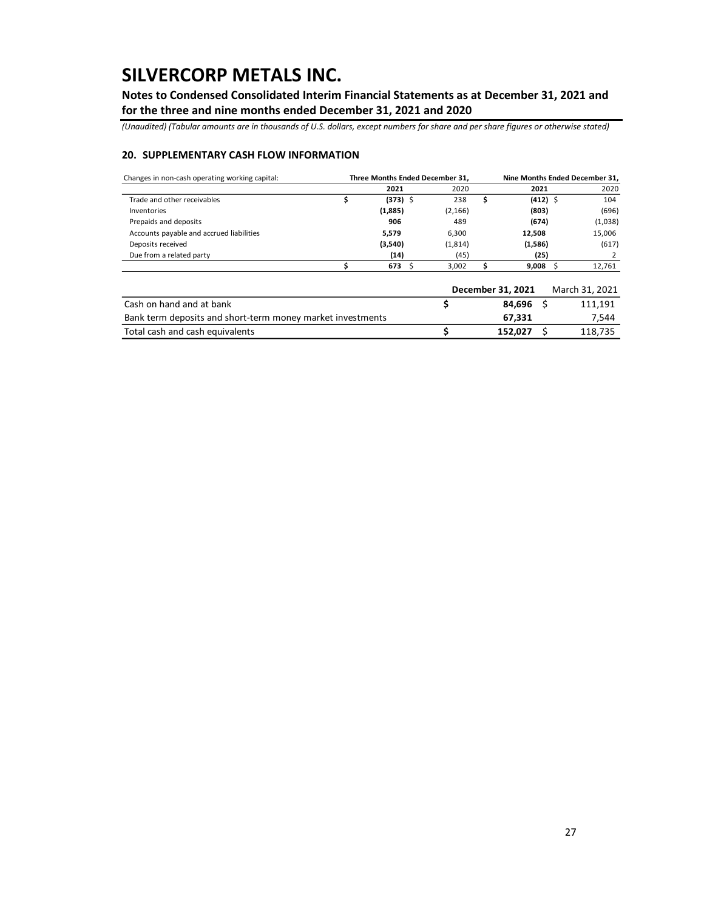# SILVERCORP METALS INC.

## Notes to Condensed Consolidated Interim Financial Statements as at December 31, 2021 and for the three and nine months ended December 31, 2021 and 2020

*(Unaudited) (Tabular amounts are in thousands of U.S. dollars, except numbers for share and per share figures or otherwise stated)*

### 20. SUPPLEMENTARY CASH FLOW INFORMATION

| Changes in non-cash operating working capital: | Three Months Ended December 31, | | Nine Months Ended December 31, | |
|---|---|---|---|---|
| | **2021** | 2020 | **2021** | 2020 |
| Trade and other receivables | **$ (373)** | $ 238 | **$ (412)** | $ 104 |
| Inventories | **(1,885)** | (2,166) | **(803)** | (696) |
| Prepaids and deposits | **906** | 489 | **(674)** | (1,038) |
| Accounts payable and accrued liabilities | **5,579** | 6,300 | **12,508** | 15,006 |
| Deposits received | **(3,540)** | (1,814) | **(1,586)** | (617) |
| Due from a related party | **(14)** | (45) | **(25)** | 2 |
| | **$ 673** | $ 3,002 | **$ 9,008** | $ 12,761 |

| | **December 31, 2021** | March 31, 2021 |
|---|---|---|
| Cash on hand and at bank | **$ 84,696** | $ 111,191 |
| Bank term deposits and short-term money market investments | **67,331** | 7,544 |
| Total cash and cash equivalents | **$ 152,027** | $ 118,735 |